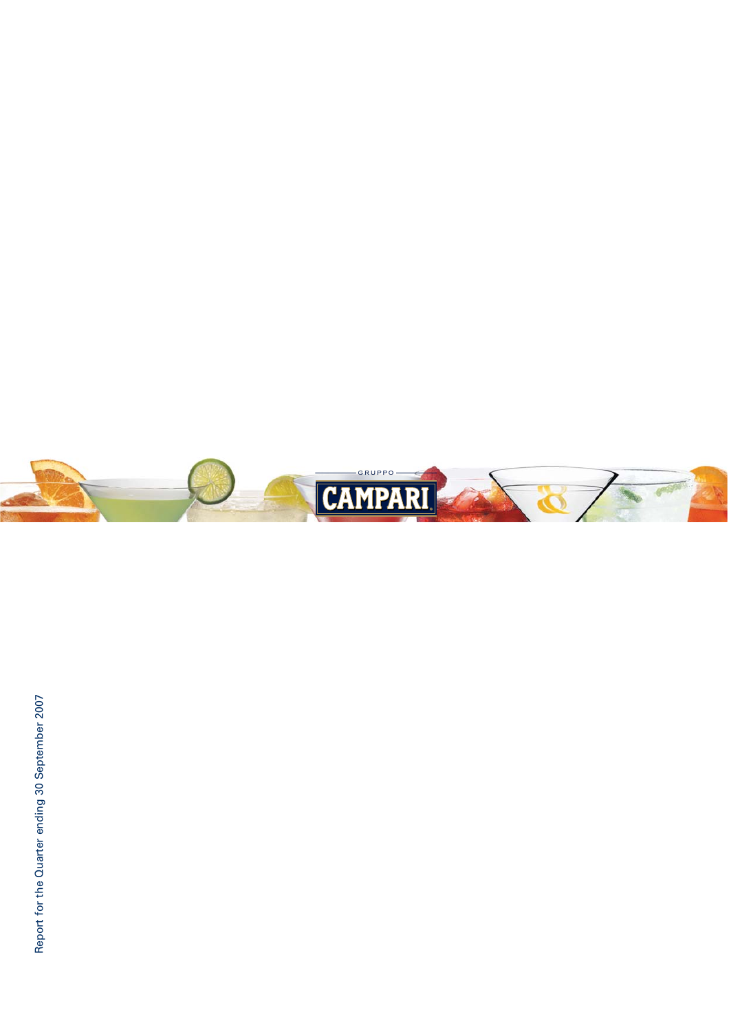GRUPPO CAMPARI

Report for the Quarter ending 30 September 2007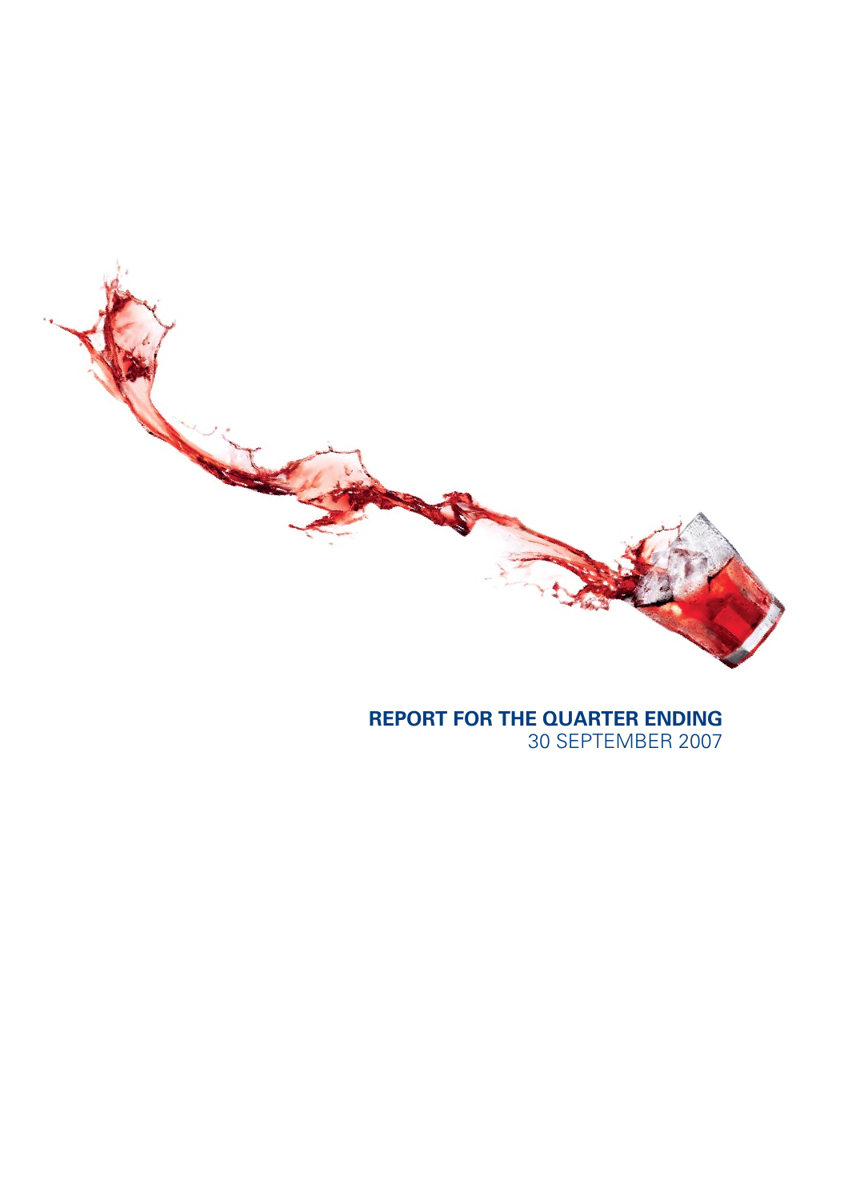**REPORT FOR THE QUARTER ENDING**
30 SEPTEMBER 2007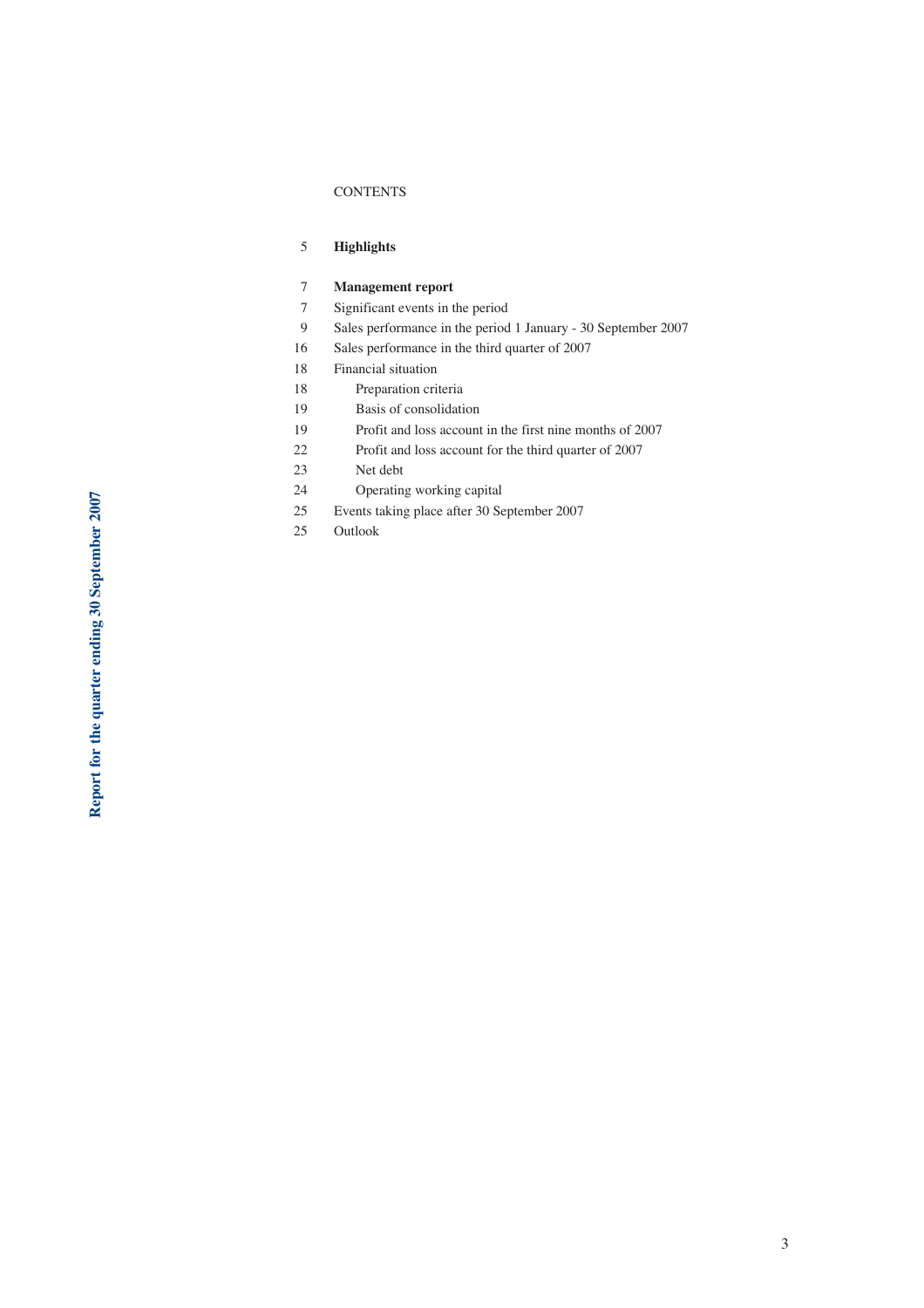# CONTENTS

| | |
|---|---|
| 5 | **Highlights** |
| 7 | **Management report** |
| 7 | Significant events in the period |
| 9 | Sales performance in the period 1 January - 30 September 2007 |
| 16 | Sales performance in the third quarter of 2007 |
| 18 | Financial situation |
| 18 | Preparation criteria |
| 19 | Basis of consolidation |
| 19 | Profit and loss account in the first nine months of 2007 |
| 22 | Profit and loss account for the third quarter of 2007 |
| 23 | Net debt |
| 24 | Operating working capital |
| 25 | Events taking place after 30 September 2007 |
| 25 | Outlook |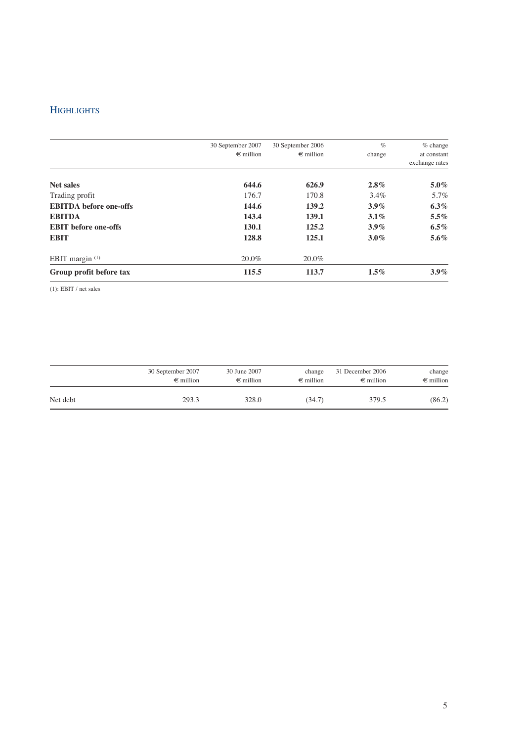## HIGHLIGHTS

| | 30 September 2007 € million | 30 September 2006 € million | % change | % change at constant exchange rates |
|---|---|---|---|---|
| **Net sales** | **644.6** | **626.9** | **2.8%** | **5.0%** |
| Trading profit | 176.7 | 170.8 | 3.4% | 5.7% |
| **EBITDA before one-offs** | **144.6** | **139.2** | **3.9%** | **6.3%** |
| **EBITDA** | **143.4** | **139.1** | **3.1%** | **5.5%** |
| **EBIT before one-offs** | **130.1** | **125.2** | **3.9%** | **6.5%** |
| **EBIT** | **128.8** | **125.1** | **3.0%** | **5.6%** |
| EBIT margin (1) | 20.0% | 20.0% | | |
| **Group profit before tax** | **115.5** | **113.7** | **1.5%** | **3.9%** |

(1): EBIT / net sales

| | 30 September 2007 € million | 30 June 2007 € million | change € million | 31 December 2006 € million | change € million |
|---|---|---|---|---|---|
| Net debt | 293.3 | 328.0 | (34.7) | 379.5 | (86.2) |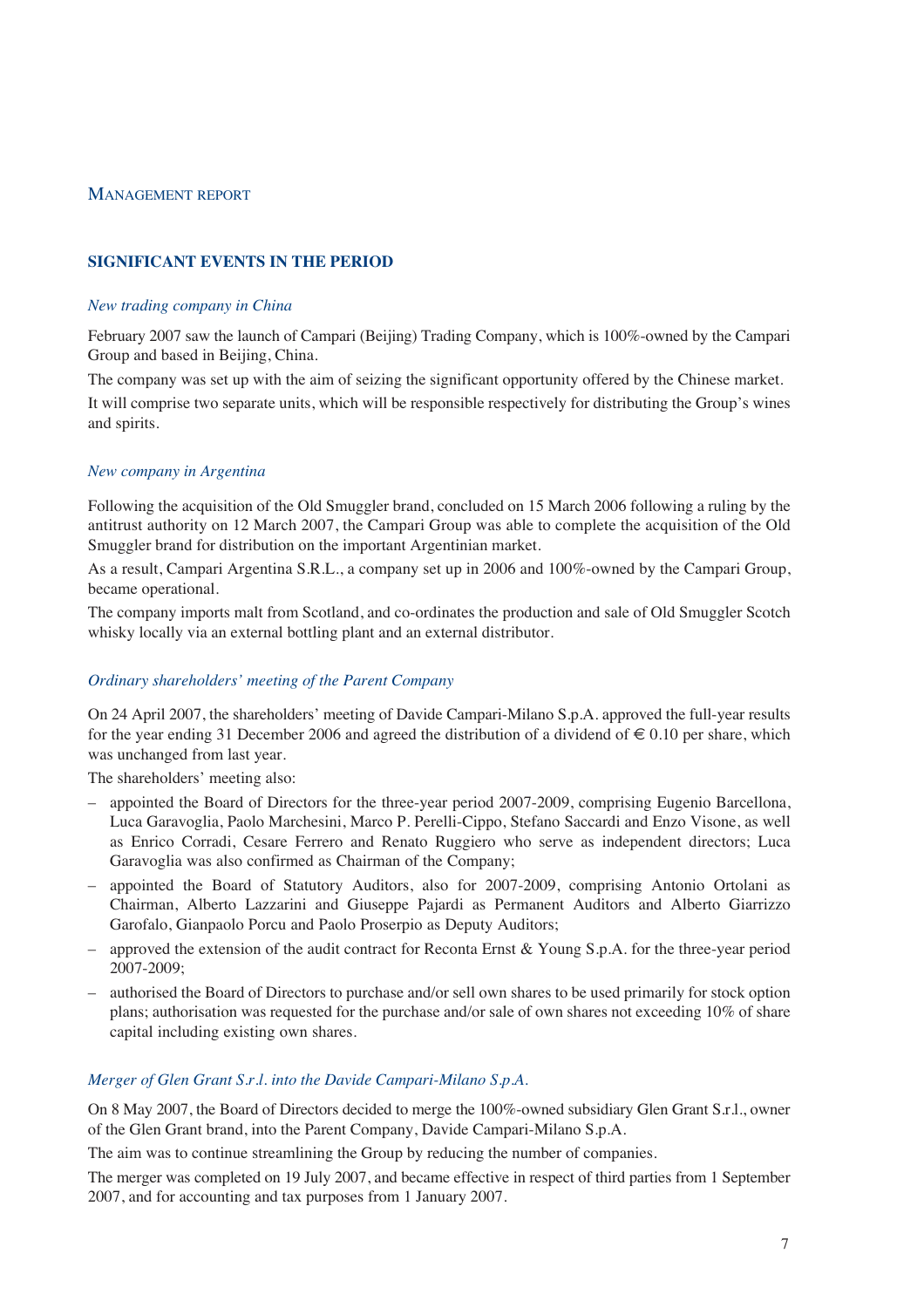# Management report

## SIGNIFICANT EVENTS IN THE PERIOD

### *New trading company in China*

February 2007 saw the launch of Campari (Beijing) Trading Company, which is 100%-owned by the Campari Group and based in Beijing, China.

The company was set up with the aim of seizing the significant opportunity offered by the Chinese market.

It will comprise two separate units, which will be responsible respectively for distributing the Group's wines and spirits.

### *New company in Argentina*

Following the acquisition of the Old Smuggler brand, concluded on 15 March 2006 following a ruling by the antitrust authority on 12 March 2007, the Campari Group was able to complete the acquisition of the Old Smuggler brand for distribution on the important Argentinian market.

As a result, Campari Argentina S.R.L., a company set up in 2006 and 100%-owned by the Campari Group, became operational.

The company imports malt from Scotland, and co-ordinates the production and sale of Old Smuggler Scotch whisky locally via an external bottling plant and an external distributor.

### *Ordinary shareholders' meeting of the Parent Company*

On 24 April 2007, the shareholders' meeting of Davide Campari-Milano S.p.A. approved the full-year results for the year ending 31 December 2006 and agreed the distribution of a dividend of € 0.10 per share, which was unchanged from last year.

The shareholders' meeting also:

- appointed the Board of Directors for the three-year period 2007-2009, comprising Eugenio Barcellona, Luca Garavoglia, Paolo Marchesini, Marco P. Perelli-Cippo, Stefano Saccardi and Enzo Visone, as well as Enrico Corradi, Cesare Ferrero and Renato Ruggiero who serve as independent directors; Luca Garavoglia was also confirmed as Chairman of the Company;
- appointed the Board of Statutory Auditors, also for 2007-2009, comprising Antonio Ortolani as Chairman, Alberto Lazzarini and Giuseppe Pajardi as Permanent Auditors and Alberto Giarrizzo Garofalo, Gianpaolo Porcu and Paolo Proserpio as Deputy Auditors;
- approved the extension of the audit contract for Reconta Ernst & Young S.p.A. for the three-year period 2007-2009;
- authorised the Board of Directors to purchase and/or sell own shares to be used primarily for stock option plans; authorisation was requested for the purchase and/or sale of own shares not exceeding 10% of share capital including existing own shares.

### *Merger of Glen Grant S.r.l. into the Davide Campari-Milano S.p.A.*

On 8 May 2007, the Board of Directors decided to merge the 100%-owned subsidiary Glen Grant S.r.l., owner of the Glen Grant brand, into the Parent Company, Davide Campari-Milano S.p.A.

The aim was to continue streamlining the Group by reducing the number of companies.

The merger was completed on 19 July 2007, and became effective in respect of third parties from 1 September 2007, and for accounting and tax purposes from 1 January 2007.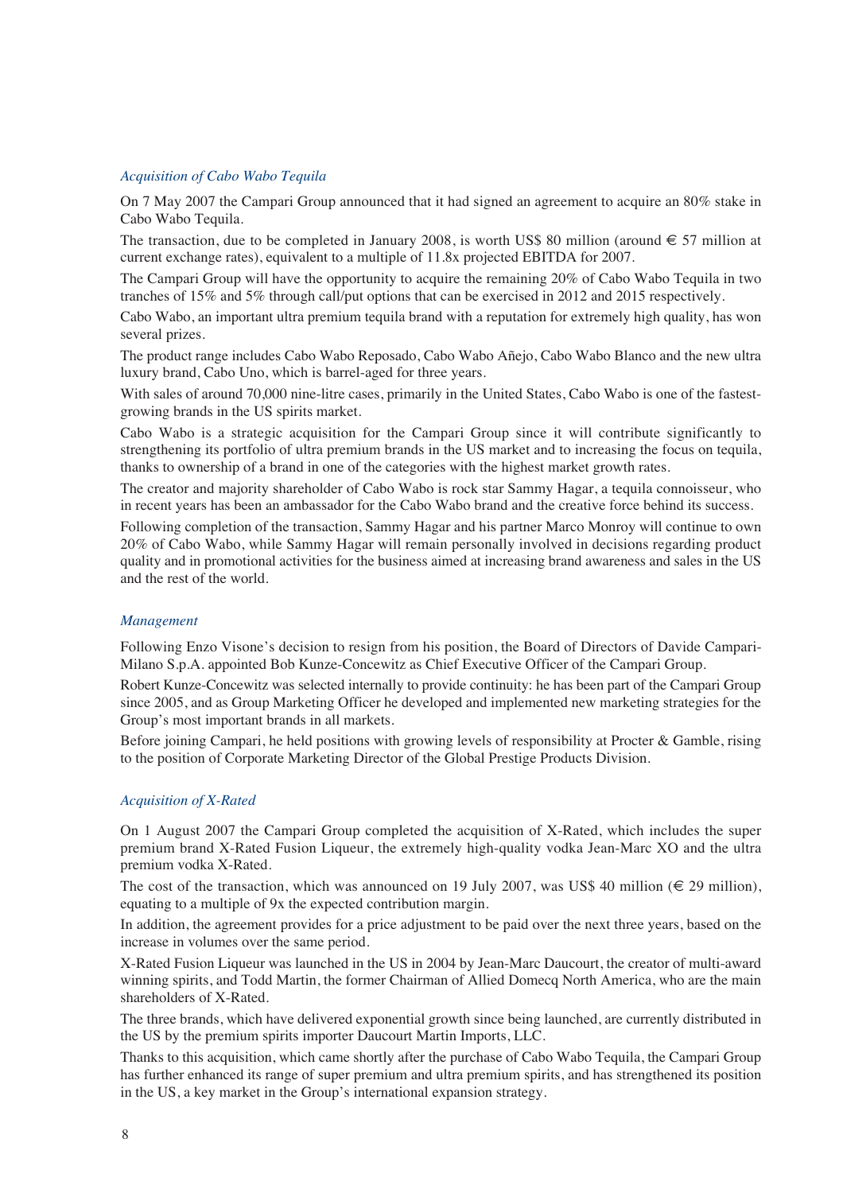### *Acquisition of Cabo Wabo Tequila*

On 7 May 2007 the Campari Group announced that it had signed an agreement to acquire an 80% stake in Cabo Wabo Tequila.

The transaction, due to be completed in January 2008, is worth US$ 80 million (around € 57 million at current exchange rates), equivalent to a multiple of 11.8x projected EBITDA for 2007.

The Campari Group will have the opportunity to acquire the remaining 20% of Cabo Wabo Tequila in two tranches of 15% and 5% through call/put options that can be exercised in 2012 and 2015 respectively.

Cabo Wabo, an important ultra premium tequila brand with a reputation for extremely high quality, has won several prizes.

The product range includes Cabo Wabo Reposado, Cabo Wabo Añejo, Cabo Wabo Blanco and the new ultra luxury brand, Cabo Uno, which is barrel-aged for three years.

With sales of around 70,000 nine-litre cases, primarily in the United States, Cabo Wabo is one of the fastest-growing brands in the US spirits market.

Cabo Wabo is a strategic acquisition for the Campari Group since it will contribute significantly to strengthening its portfolio of ultra premium brands in the US market and to increasing the focus on tequila, thanks to ownership of a brand in one of the categories with the highest market growth rates.

The creator and majority shareholder of Cabo Wabo is rock star Sammy Hagar, a tequila connoisseur, who in recent years has been an ambassador for the Cabo Wabo brand and the creative force behind its success.

Following completion of the transaction, Sammy Hagar and his partner Marco Monroy will continue to own 20% of Cabo Wabo, while Sammy Hagar will remain personally involved in decisions regarding product quality and in promotional activities for the business aimed at increasing brand awareness and sales in the US and the rest of the world.

### *Management*

Following Enzo Visone's decision to resign from his position, the Board of Directors of Davide Campari-Milano S.p.A. appointed Bob Kunze-Concewitz as Chief Executive Officer of the Campari Group.

Robert Kunze-Concewitz was selected internally to provide continuity: he has been part of the Campari Group since 2005, and as Group Marketing Officer he developed and implemented new marketing strategies for the Group's most important brands in all markets.

Before joining Campari, he held positions with growing levels of responsibility at Procter & Gamble, rising to the position of Corporate Marketing Director of the Global Prestige Products Division.

### *Acquisition of X-Rated*

On 1 August 2007 the Campari Group completed the acquisition of X-Rated, which includes the super premium brand X-Rated Fusion Liqueur, the extremely high-quality vodka Jean-Marc XO and the ultra premium vodka X-Rated.

The cost of the transaction, which was announced on 19 July 2007, was US$ 40 million (€ 29 million), equating to a multiple of 9x the expected contribution margin.

In addition, the agreement provides for a price adjustment to be paid over the next three years, based on the increase in volumes over the same period.

X-Rated Fusion Liqueur was launched in the US in 2004 by Jean-Marc Daucourt, the creator of multi-award winning spirits, and Todd Martin, the former Chairman of Allied Domecq North America, who are the main shareholders of X-Rated.

The three brands, which have delivered exponential growth since being launched, are currently distributed in the US by the premium spirits importer Daucourt Martin Imports, LLC.

Thanks to this acquisition, which came shortly after the purchase of Cabo Wabo Tequila, the Campari Group has further enhanced its range of super premium and ultra premium spirits, and has strengthened its position in the US, a key market in the Group's international expansion strategy.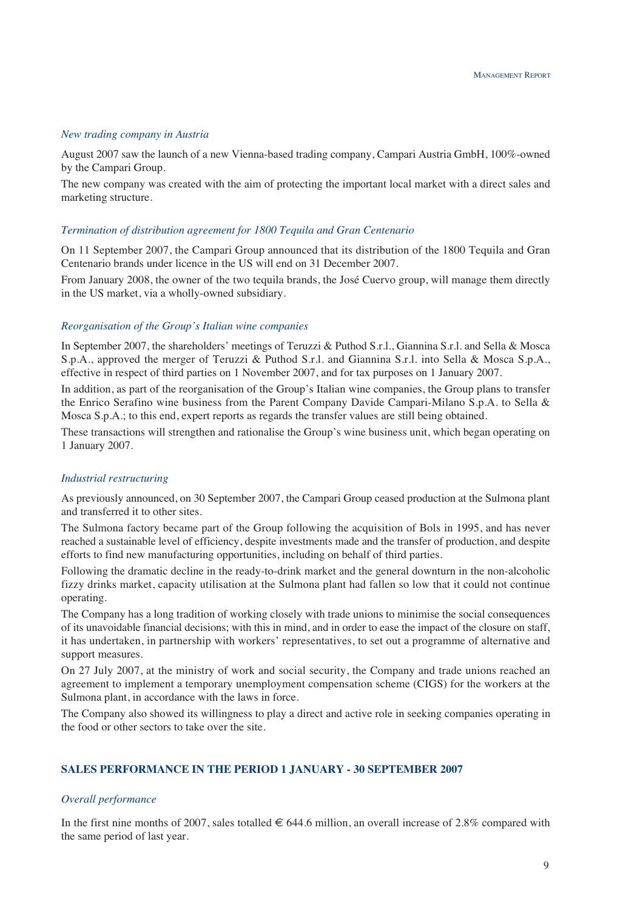*New trading company in Austria*

August 2007 saw the launch of a new Vienna-based trading company, Campari Austria GmbH, 100%-owned by the Campari Group.

The new company was created with the aim of protecting the important local market with a direct sales and marketing structure.

*Termination of distribution agreement for 1800 Tequila and Gran Centenario*

On 11 September 2007, the Campari Group announced that its distribution of the 1800 Tequila and Gran Centenario brands under licence in the US will end on 31 December 2007.

From January 2008, the owner of the two tequila brands, the José Cuervo group, will manage them directly in the US market, via a wholly-owned subsidiary.

*Reorganisation of the Group's Italian wine companies*

In September 2007, the shareholders' meetings of Teruzzi & Puthod S.r.l., Giannina S.r.l. and Sella & Mosca S.p.A., approved the merger of Teruzzi & Puthod S.r.l. and Giannina S.r.l. into Sella & Mosca S.p.A., effective in respect of third parties on 1 November 2007, and for tax purposes on 1 January 2007.

In addition, as part of the reorganisation of the Group's Italian wine companies, the Group plans to transfer the Enrico Serafino wine business from the Parent Company Davide Campari-Milano S.p.A. to Sella & Mosca S.p.A.; to this end, expert reports as regards the transfer values are still being obtained.

These transactions will strengthen and rationalise the Group's wine business unit, which began operating on 1 January 2007.

*Industrial restructuring*

As previously announced, on 30 September 2007, the Campari Group ceased production at the Sulmona plant and transferred it to other sites.

The Sulmona factory became part of the Group following the acquisition of Bols in 1995, and has never reached a sustainable level of efficiency, despite investments made and the transfer of production, and despite efforts to find new manufacturing opportunities, including on behalf of third parties.

Following the dramatic decline in the ready-to-drink market and the general downturn in the non-alcoholic fizzy drinks market, capacity utilisation at the Sulmona plant had fallen so low that it could not continue operating.

The Company has a long tradition of working closely with trade unions to minimise the social consequences of its unavoidable financial decisions; with this in mind, and in order to ease the impact of the closure on staff, it has undertaken, in partnership with workers' representatives, to set out a programme of alternative and support measures.

On 27 July 2007, at the ministry of work and social security, the Company and trade unions reached an agreement to implement a temporary unemployment compensation scheme (CIGS) for the workers at the Sulmona plant, in accordance with the laws in force.

The Company also showed its willingness to play a direct and active role in seeking companies operating in the food or other sectors to take over the site.

## SALES PERFORMANCE IN THE PERIOD 1 JANUARY - 30 SEPTEMBER 2007

*Overall performance*

In the first nine months of 2007, sales totalled € 644.6 million, an overall increase of 2.8% compared with the same period of last year.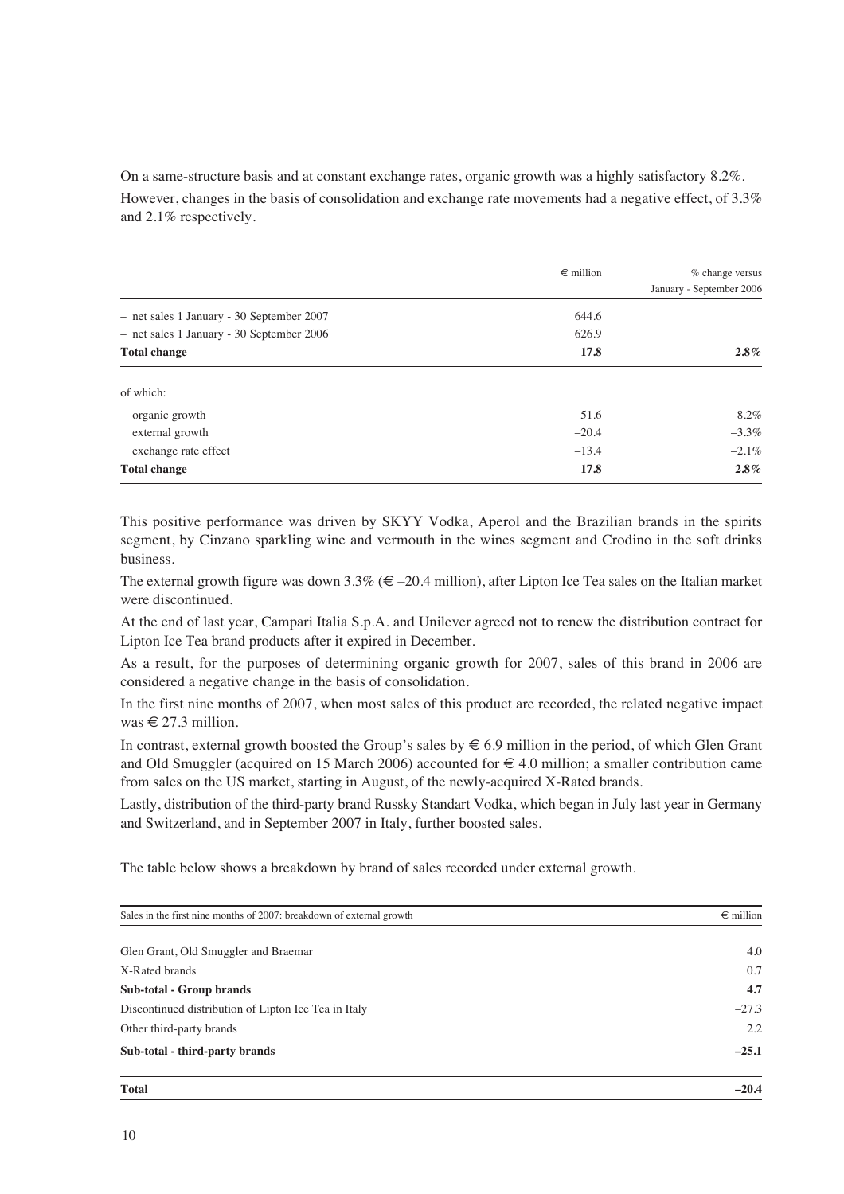On a same-structure basis and at constant exchange rates, organic growth was a highly satisfactory 8.2%. However, changes in the basis of consolidation and exchange rate movements had a negative effect, of 3.3% and 2.1% respectively.

| | € million | % change versus January - September 2006 |
|---|---|---|
| – net sales 1 January - 30 September 2007 | 644.6 | |
| – net sales 1 January - 30 September 2006 | 626.9 | |
| **Total change** | **17.8** | **2.8%** |
| of which: | | |
| organic growth | 51.6 | 8.2% |
| external growth | –20.4 | –3.3% |
| exchange rate effect | –13.4 | –2.1% |
| **Total change** | **17.8** | **2.8%** |

This positive performance was driven by SKYY Vodka, Aperol and the Brazilian brands in the spirits segment, by Cinzano sparkling wine and vermouth in the wines segment and Crodino in the soft drinks business.

The external growth figure was down 3.3% (€ –20.4 million), after Lipton Ice Tea sales on the Italian market were discontinued.

At the end of last year, Campari Italia S.p.A. and Unilever agreed not to renew the distribution contract for Lipton Ice Tea brand products after it expired in December.

As a result, for the purposes of determining organic growth for 2007, sales of this brand in 2006 are considered a negative change in the basis of consolidation.

In the first nine months of 2007, when most sales of this product are recorded, the related negative impact was € 27.3 million.

In contrast, external growth boosted the Group's sales by € 6.9 million in the period, of which Glen Grant and Old Smuggler (acquired on 15 March 2006) accounted for € 4.0 million; a smaller contribution came from sales on the US market, starting in August, of the newly-acquired X-Rated brands.

Lastly, distribution of the third-party brand Russky Standart Vodka, which began in July last year in Germany and Switzerland, and in September 2007 in Italy, further boosted sales.

The table below shows a breakdown by brand of sales recorded under external growth.

| Sales in the first nine months of 2007: breakdown of external growth | € million |
|---|---|
| Glen Grant, Old Smuggler and Braemar | 4.0 |
| X-Rated brands | 0.7 |
| **Sub-total - Group brands** | **4.7** |
| Discontinued distribution of Lipton Ice Tea in Italy | –27.3 |
| Other third-party brands | 2.2 |
| **Sub-total - third-party brands** | **–25.1** |
| **Total** | **–20.4** |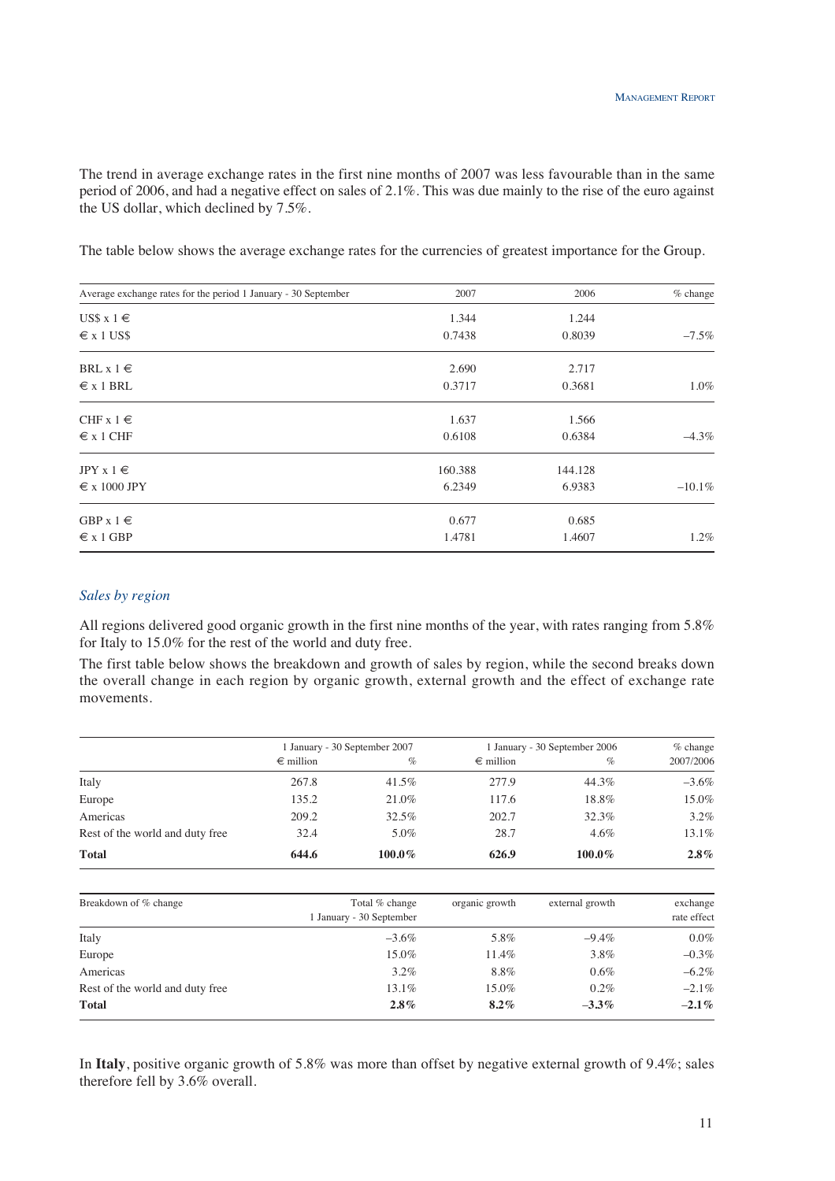The trend in average exchange rates in the first nine months of 2007 was less favourable than in the same period of 2006, and had a negative effect on sales of 2.1%. This was due mainly to the rise of the euro against the US dollar, which declined by 7.5%.

The table below shows the average exchange rates for the currencies of greatest importance for the Group.

| Average exchange rates for the period 1 January - 30 September | 2007 | 2006 | % change |
|---|---|---|---|
| US$ x 1 € | 1.344 | 1.244 | |
| € x 1 US$ | 0.7438 | 0.8039 | –7.5% |
| BRL x 1 € | 2.690 | 2.717 | |
| € x 1 BRL | 0.3717 | 0.3681 | 1.0% |
| CHF x 1 € | 1.637 | 1.566 | |
| € x 1 CHF | 0.6108 | 0.6384 | –4.3% |
| JPY x 1 € | 160.388 | 144.128 | |
| € x 1000 JPY | 6.2349 | 6.9383 | –10.1% |
| GBP x 1 € | 0.677 | 0.685 | |
| € x 1 GBP | 1.4781 | 1.4607 | 1.2% |

### *Sales by region*

All regions delivered good organic growth in the first nine months of the year, with rates ranging from 5.8% for Italy to 15.0% for the rest of the world and duty free.

The first table below shows the breakdown and growth of sales by region, while the second breaks down the overall change in each region by organic growth, external growth and the effect of exchange rate movements.

| | 1 January - 30 September 2007 | | 1 January - 30 September 2006 | | % change |
|---|---|---|---|---|---|
| | € million | % | € million | % | 2007/2006 |
| Italy | 267.8 | 41.5% | 277.9 | 44.3% | –3.6% |
| Europe | 135.2 | 21.0% | 117.6 | 18.8% | 15.0% |
| Americas | 209.2 | 32.5% | 202.7 | 32.3% | 3.2% |
| Rest of the world and duty free | 32.4 | 5.0% | 28.7 | 4.6% | 13.1% |
| **Total** | **644.6** | **100.0%** | **626.9** | **100.0%** | **2.8%** |

| Breakdown of % change | Total % change 1 January - 30 September | organic growth | external growth | exchange rate effect |
|---|---|---|---|---|
| Italy | –3.6% | 5.8% | –9.4% | 0.0% |
| Europe | 15.0% | 11.4% | 3.8% | –0.3% |
| Americas | 3.2% | 8.8% | 0.6% | –6.2% |
| Rest of the world and duty free | 13.1% | 15.0% | 0.2% | –2.1% |
| **Total** | **2.8%** | **8.2%** | **–3.3%** | **–2.1%** |

In **Italy**, positive organic growth of 5.8% was more than offset by negative external growth of 9.4%; sales therefore fell by 3.6% overall.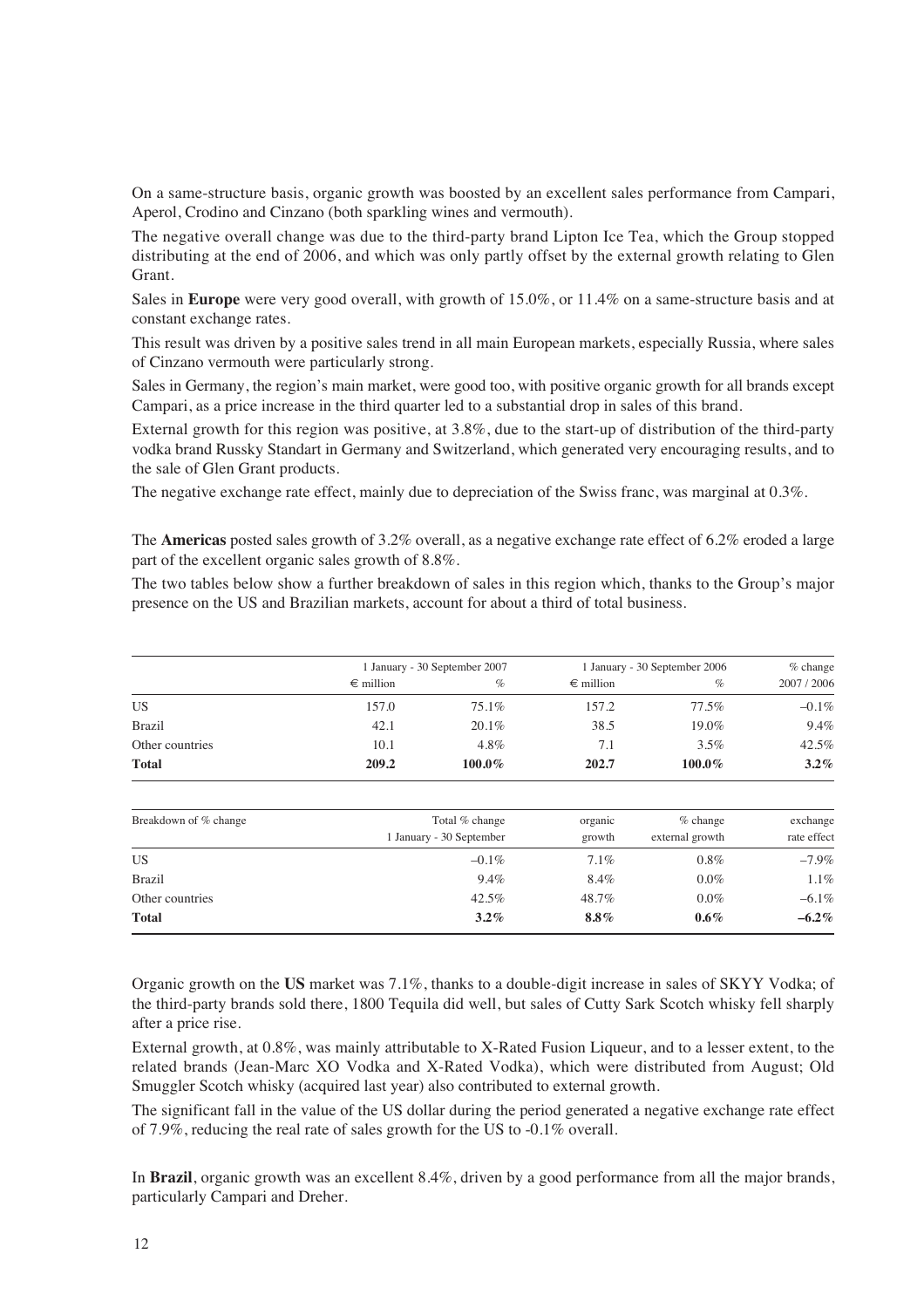On a same-structure basis, organic growth was boosted by an excellent sales performance from Campari, Aperol, Crodino and Cinzano (both sparkling wines and vermouth).

The negative overall change was due to the third-party brand Lipton Ice Tea, which the Group stopped distributing at the end of 2006, and which was only partly offset by the external growth relating to Glen Grant.

Sales in **Europe** were very good overall, with growth of 15.0%, or 11.4% on a same-structure basis and at constant exchange rates.

This result was driven by a positive sales trend in all main European markets, especially Russia, where sales of Cinzano vermouth were particularly strong.

Sales in Germany, the region's main market, were good too, with positive organic growth for all brands except Campari, as a price increase in the third quarter led to a substantial drop in sales of this brand.

External growth for this region was positive, at 3.8%, due to the start-up of distribution of the third-party vodka brand Russky Standart in Germany and Switzerland, which generated very encouraging results, and to the sale of Glen Grant products.

The negative exchange rate effect, mainly due to depreciation of the Swiss franc, was marginal at 0.3%.

The **Americas** posted sales growth of 3.2% overall, as a negative exchange rate effect of 6.2% eroded a large part of the excellent organic sales growth of 8.8%.

The two tables below show a further breakdown of sales in this region which, thanks to the Group's major presence on the US and Brazilian markets, account for about a third of total business.

| | 1 January - 30 September 2007 | | 1 January - 30 September 2006 | | % change |
|---|---|---|---|---|---|
| | € million | % | € million | % | 2007 / 2006 |
| US | 157.0 | 75.1% | 157.2 | 77.5% | –0.1% |
| Brazil | 42.1 | 20.1% | 38.5 | 19.0% | 9.4% |
| Other countries | 10.1 | 4.8% | 7.1 | 3.5% | 42.5% |
| **Total** | **209.2** | **100.0%** | **202.7** | **100.0%** | **3.2%** |

| Breakdown of % change | Total % change 1 January - 30 September | organic growth | % change external growth | exchange rate effect |
|---|---|---|---|---|
| US | –0.1% | 7.1% | 0.8% | –7.9% |
| Brazil | 9.4% | 8.4% | 0.0% | 1.1% |
| Other countries | 42.5% | 48.7% | 0.0% | –6.1% |
| **Total** | **3.2%** | **8.8%** | **0.6%** | **–6.2%** |

Organic growth on the **US** market was 7.1%, thanks to a double-digit increase in sales of SKYY Vodka; of the third-party brands sold there, 1800 Tequila did well, but sales of Cutty Sark Scotch whisky fell sharply after a price rise.

External growth, at 0.8%, was mainly attributable to X-Rated Fusion Liqueur, and to a lesser extent, to the related brands (Jean-Marc XO Vodka and X-Rated Vodka), which were distributed from August; Old Smuggler Scotch whisky (acquired last year) also contributed to external growth.

The significant fall in the value of the US dollar during the period generated a negative exchange rate effect of 7.9%, reducing the real rate of sales growth for the US to -0.1% overall.

In **Brazil**, organic growth was an excellent 8.4%, driven by a good performance from all the major brands, particularly Campari and Dreher.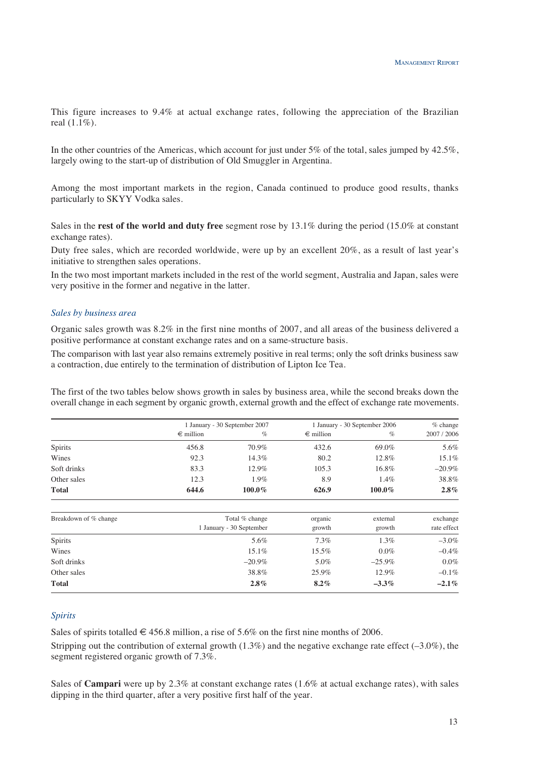This figure increases to 9.4% at actual exchange rates, following the appreciation of the Brazilian real (1.1%).

In the other countries of the Americas, which account for just under 5% of the total, sales jumped by 42.5%, largely owing to the start-up of distribution of Old Smuggler in Argentina.

Among the most important markets in the region, Canada continued to produce good results, thanks particularly to SKYY Vodka sales.

Sales in the **rest of the world and duty free** segment rose by 13.1% during the period (15.0% at constant exchange rates).

Duty free sales, which are recorded worldwide, were up by an excellent 20%, as a result of last year's initiative to strengthen sales operations.

In the two most important markets included in the rest of the world segment, Australia and Japan, sales were very positive in the former and negative in the latter.

### *Sales by business area*

Organic sales growth was 8.2% in the first nine months of 2007, and all areas of the business delivered a positive performance at constant exchange rates and on a same-structure basis.

The comparison with last year also remains extremely positive in real terms; only the soft drinks business saw a contraction, due entirely to the termination of distribution of Lipton Ice Tea.

The first of the two tables below shows growth in sales by business area, while the second breaks down the overall change in each segment by organic growth, external growth and the effect of exchange rate movements.

| | 1 January - 30 September 2007 | | 1 January - 30 September 2006 | | % change |
|---|---|---|---|---|---|
| | € million | % | € million | % | 2007 / 2006 |
| Spirits | 456.8 | 70.9% | 432.6 | 69.0% | 5.6% |
| Wines | 92.3 | 14.3% | 80.2 | 12.8% | 15.1% |
| Soft drinks | 83.3 | 12.9% | 105.3 | 16.8% | –20.9% |
| Other sales | 12.3 | 1.9% | 8.9 | 1.4% | 38.8% |
| **Total** | **644.6** | **100.0%** | **626.9** | **100.0%** | **2.8%** |

| Breakdown of % change | Total % change 1 January - 30 September | organic growth | external growth | exchange rate effect |
|---|---|---|---|---|
| Spirits | 5.6% | 7.3% | 1.3% | –3.0% |
| Wines | 15.1% | 15.5% | 0.0% | –0.4% |
| Soft drinks | –20.9% | 5.0% | –25.9% | 0.0% |
| Other sales | 38.8% | 25.9% | 12.9% | –0.1% |
| **Total** | **2.8%** | **8.2%** | **–3.3%** | **–2.1%** |

### *Spirits*

Sales of spirits totalled € 456.8 million, a rise of 5.6% on the first nine months of 2006.

Stripping out the contribution of external growth (1.3%) and the negative exchange rate effect (–3.0%), the segment registered organic growth of 7.3%.

Sales of **Campari** were up by 2.3% at constant exchange rates (1.6% at actual exchange rates), with sales dipping in the third quarter, after a very positive first half of the year.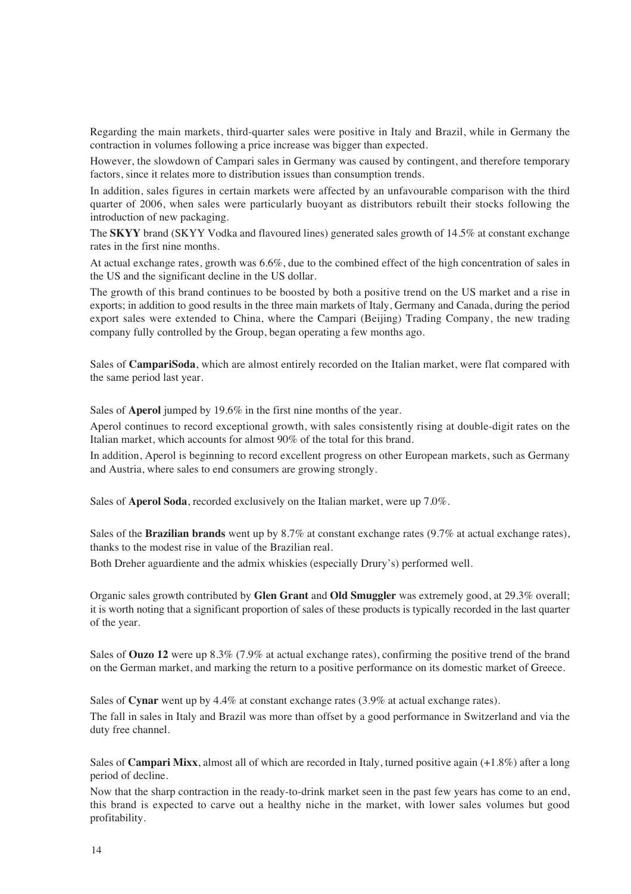Regarding the main markets, third-quarter sales were positive in Italy and Brazil, while in Germany the contraction in volumes following a price increase was bigger than expected.

However, the slowdown of Campari sales in Germany was caused by contingent, and therefore temporary factors, since it relates more to distribution issues than consumption trends.

In addition, sales figures in certain markets were affected by an unfavourable comparison with the third quarter of 2006, when sales were particularly buoyant as distributors rebuilt their stocks following the introduction of new packaging.

The **SKYY** brand (SKYY Vodka and flavoured lines) generated sales growth of 14.5% at constant exchange rates in the first nine months.

At actual exchange rates, growth was 6.6%, due to the combined effect of the high concentration of sales in the US and the significant decline in the US dollar.

The growth of this brand continues to be boosted by both a positive trend on the US market and a rise in exports; in addition to good results in the three main markets of Italy, Germany and Canada, during the period export sales were extended to China, where the Campari (Beijing) Trading Company, the new trading company fully controlled by the Group, began operating a few months ago.

Sales of **CampariSoda**, which are almost entirely recorded on the Italian market, were flat compared with the same period last year.

Sales of **Aperol** jumped by 19.6% in the first nine months of the year.

Aperol continues to record exceptional growth, with sales consistently rising at double-digit rates on the Italian market, which accounts for almost 90% of the total for this brand.

In addition, Aperol is beginning to record excellent progress on other European markets, such as Germany and Austria, where sales to end consumers are growing strongly.

Sales of **Aperol Soda**, recorded exclusively on the Italian market, were up 7.0%.

Sales of the **Brazilian brands** went up by 8.7% at constant exchange rates (9.7% at actual exchange rates), thanks to the modest rise in value of the Brazilian real.

Both Dreher aguardiente and the admix whiskies (especially Drury's) performed well.

Organic sales growth contributed by **Glen Grant** and **Old Smuggler** was extremely good, at 29.3% overall; it is worth noting that a significant proportion of sales of these products is typically recorded in the last quarter of the year.

Sales of **Ouzo 12** were up 8.3% (7.9% at actual exchange rates), confirming the positive trend of the brand on the German market, and marking the return to a positive performance on its domestic market of Greece.

Sales of **Cynar** went up by 4.4% at constant exchange rates (3.9% at actual exchange rates).

The fall in sales in Italy and Brazil was more than offset by a good performance in Switzerland and via the duty free channel.

Sales of **Campari Mixx**, almost all of which are recorded in Italy, turned positive again (+1.8%) after a long period of decline.

Now that the sharp contraction in the ready-to-drink market seen in the past few years has come to an end, this brand is expected to carve out a healthy niche in the market, with lower sales volumes but good profitability.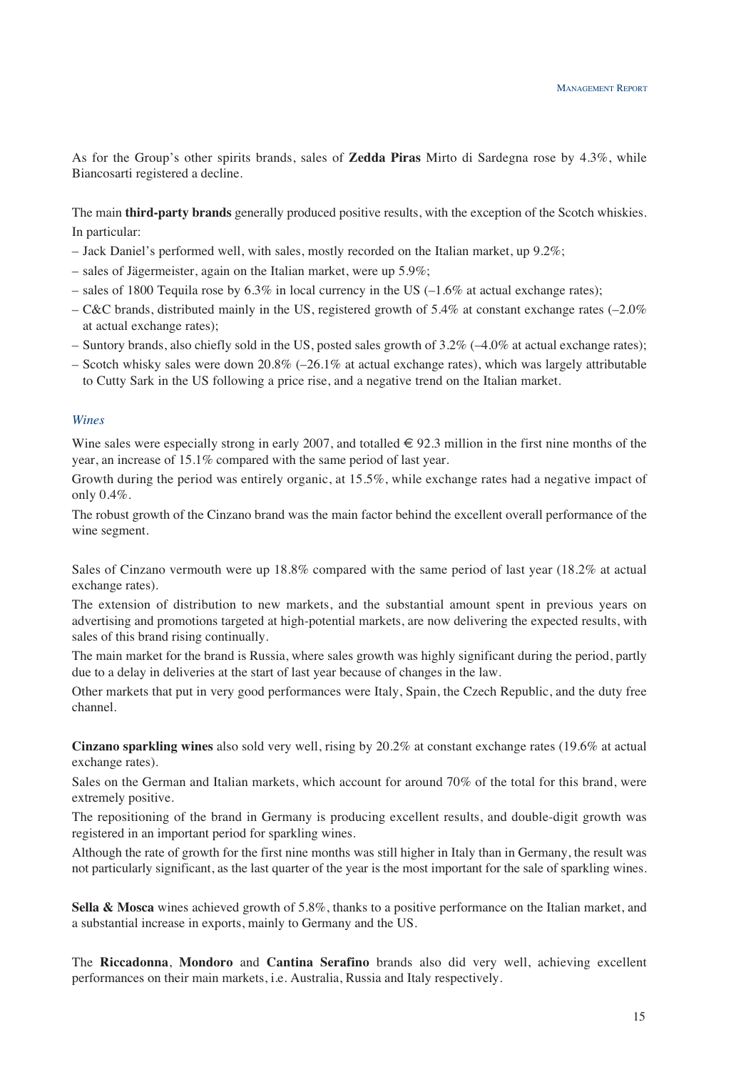As for the Group's other spirits brands, sales of **Zedda Piras** Mirto di Sardegna rose by 4.3%, while Biancosarti registered a decline.

The main **third-party brands** generally produced positive results, with the exception of the Scotch whiskies. In particular:

- Jack Daniel's performed well, with sales, mostly recorded on the Italian market, up 9.2%;
- sales of Jägermeister, again on the Italian market, were up 5.9%;
- sales of 1800 Tequila rose by 6.3% in local currency in the US (–1.6% at actual exchange rates);
- C&C brands, distributed mainly in the US, registered growth of 5.4% at constant exchange rates (–2.0% at actual exchange rates);
- Suntory brands, also chiefly sold in the US, posted sales growth of 3.2% (–4.0% at actual exchange rates);
- Scotch whisky sales were down 20.8% (–26.1% at actual exchange rates), which was largely attributable to Cutty Sark in the US following a price rise, and a negative trend on the Italian market.

### *Wines*

Wine sales were especially strong in early 2007, and totalled € 92.3 million in the first nine months of the year, an increase of 15.1% compared with the same period of last year.

Growth during the period was entirely organic, at 15.5%, while exchange rates had a negative impact of only 0.4%.

The robust growth of the Cinzano brand was the main factor behind the excellent overall performance of the wine segment.

Sales of Cinzano vermouth were up 18.8% compared with the same period of last year (18.2% at actual exchange rates).

The extension of distribution to new markets, and the substantial amount spent in previous years on advertising and promotions targeted at high-potential markets, are now delivering the expected results, with sales of this brand rising continually.

The main market for the brand is Russia, where sales growth was highly significant during the period, partly due to a delay in deliveries at the start of last year because of changes in the law.

Other markets that put in very good performances were Italy, Spain, the Czech Republic, and the duty free channel.

**Cinzano sparkling wines** also sold very well, rising by 20.2% at constant exchange rates (19.6% at actual exchange rates).

Sales on the German and Italian markets, which account for around 70% of the total for this brand, were extremely positive.

The repositioning of the brand in Germany is producing excellent results, and double-digit growth was registered in an important period for sparkling wines.

Although the rate of growth for the first nine months was still higher in Italy than in Germany, the result was not particularly significant, as the last quarter of the year is the most important for the sale of sparkling wines.

**Sella & Mosca** wines achieved growth of 5.8%, thanks to a positive performance on the Italian market, and a substantial increase in exports, mainly to Germany and the US.

The **Riccadonna**, **Mondoro** and **Cantina Serafino** brands also did very well, achieving excellent performances on their main markets, i.e. Australia, Russia and Italy respectively.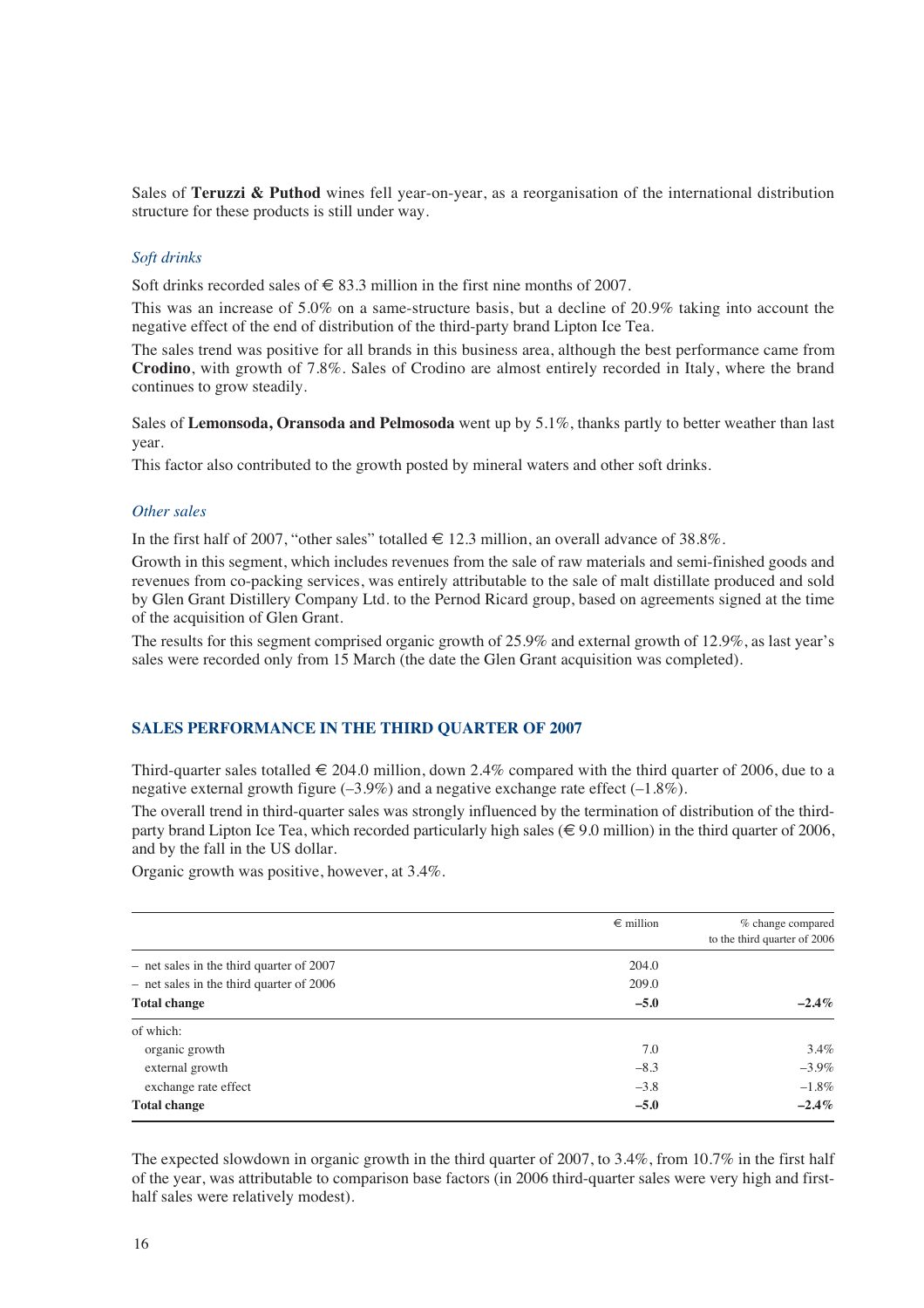Sales of **Teruzzi & Puthod** wines fell year-on-year, as a reorganisation of the international distribution structure for these products is still under way.

### *Soft drinks*

Soft drinks recorded sales of € 83.3 million in the first nine months of 2007.

This was an increase of 5.0% on a same-structure basis, but a decline of 20.9% taking into account the negative effect of the end of distribution of the third-party brand Lipton Ice Tea.

The sales trend was positive for all brands in this business area, although the best performance came from **Crodino**, with growth of 7.8%. Sales of Crodino are almost entirely recorded in Italy, where the brand continues to grow steadily.

Sales of **Lemonsoda, Oransoda and Pelmosoda** went up by 5.1%, thanks partly to better weather than last year.

This factor also contributed to the growth posted by mineral waters and other soft drinks.

### *Other sales*

In the first half of 2007, "other sales" totalled € 12.3 million, an overall advance of 38.8%.

Growth in this segment, which includes revenues from the sale of raw materials and semi-finished goods and revenues from co-packing services, was entirely attributable to the sale of malt distillate produced and sold by Glen Grant Distillery Company Ltd. to the Pernod Ricard group, based on agreements signed at the time of the acquisition of Glen Grant.

The results for this segment comprised organic growth of 25.9% and external growth of 12.9%, as last year's sales were recorded only from 15 March (the date the Glen Grant acquisition was completed).

## SALES PERFORMANCE IN THE THIRD QUARTER OF 2007

Third-quarter sales totalled € 204.0 million, down 2.4% compared with the third quarter of 2006, due to a negative external growth figure (–3.9%) and a negative exchange rate effect (–1.8%).

The overall trend in third-quarter sales was strongly influenced by the termination of distribution of the third-party brand Lipton Ice Tea, which recorded particularly high sales (€ 9.0 million) in the third quarter of 2006, and by the fall in the US dollar.

Organic growth was positive, however, at 3.4%.

| | € million | % change compared to the third quarter of 2006 |
|---|---|---|
| – net sales in the third quarter of 2007 | 204.0 | |
| – net sales in the third quarter of 2006 | 209.0 | |
| **Total change** | **–5.0** | **–2.4%** |
| of which: | | |
| organic growth | 7.0 | 3.4% |
| external growth | –8.3 | –3.9% |
| exchange rate effect | –3.8 | –1.8% |
| **Total change** | **–5.0** | **–2.4%** |

The expected slowdown in organic growth in the third quarter of 2007, to 3.4%, from 10.7% in the first half of the year, was attributable to comparison base factors (in 2006 third-quarter sales were very high and first-half sales were relatively modest).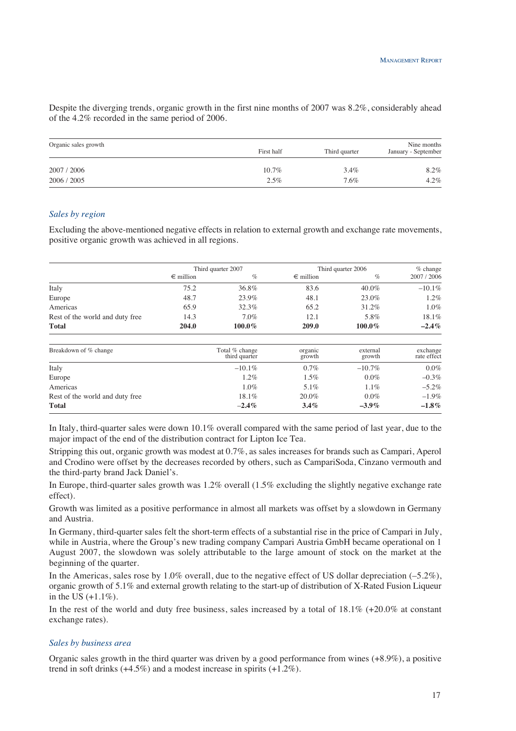Despite the diverging trends, organic growth in the first nine months of 2007 was 8.2%, considerably ahead of the 4.2% recorded in the same period of 2006.

| Organic sales growth | First half | Third quarter | Nine months January - September |
|---|---|---|---|
| 2007 / 2006 | 10.7% | 3.4% | 8.2% |
| 2006 / 2005 | 2.5% | 7.6% | 4.2% |

### *Sales by region*

Excluding the above-mentioned negative effects in relation to external growth and exchange rate movements, positive organic growth was achieved in all regions.

| | Third quarter 2007 | | Third quarter 2006 | | % change |
|---|---|---|---|---|---|
| | € million | % | € million | % | 2007 / 2006 |
| Italy | 75.2 | 36.8% | 83.6 | 40.0% | –10.1% |
| Europe | 48.7 | 23.9% | 48.1 | 23.0% | 1.2% |
| Americas | 65.9 | 32.3% | 65.2 | 31.2% | 1.0% |
| Rest of the world and duty free | 14.3 | 7.0% | 12.1 | 5.8% | 18.1% |
| **Total** | **204.0** | **100.0%** | **209.0** | **100.0%** | **–2.4%** |

| Breakdown of % change | Total % change third quarter | organic growth | external growth | exchange rate effect |
|---|---|---|---|---|
| Italy | –10.1% | 0.7% | –10.7% | 0.0% |
| Europe | 1.2% | 1.5% | 0.0% | –0.3% |
| Americas | 1.0% | 5.1% | 1.1% | –5.2% |
| Rest of the world and duty free | 18.1% | 20.0% | 0.0% | –1.9% |
| **Total** | **–2.4%** | **3.4%** | **–3.9%** | **–1.8%** |

In Italy, third-quarter sales were down 10.1% overall compared with the same period of last year, due to the major impact of the end of the distribution contract for Lipton Ice Tea.

Stripping this out, organic growth was modest at 0.7%, as sales increases for brands such as Campari, Aperol and Crodino were offset by the decreases recorded by others, such as CampariSoda, Cinzano vermouth and the third-party brand Jack Daniel's.

In Europe, third-quarter sales growth was 1.2% overall (1.5% excluding the slightly negative exchange rate effect).

Growth was limited as a positive performance in almost all markets was offset by a slowdown in Germany and Austria.

In Germany, third-quarter sales felt the short-term effects of a substantial rise in the price of Campari in July, while in Austria, where the Group's new trading company Campari Austria GmbH became operational on 1 August 2007, the slowdown was solely attributable to the large amount of stock on the market at the beginning of the quarter.

In the Americas, sales rose by 1.0% overall, due to the negative effect of US dollar depreciation (–5.2%), organic growth of 5.1% and external growth relating to the start-up of distribution of X-Rated Fusion Liqueur in the US (+1.1%).

In the rest of the world and duty free business, sales increased by a total of 18.1% (+20.0% at constant exchange rates).

### *Sales by business area*

Organic sales growth in the third quarter was driven by a good performance from wines (+8.9%), a positive trend in soft drinks (+4.5%) and a modest increase in spirits (+1.2%).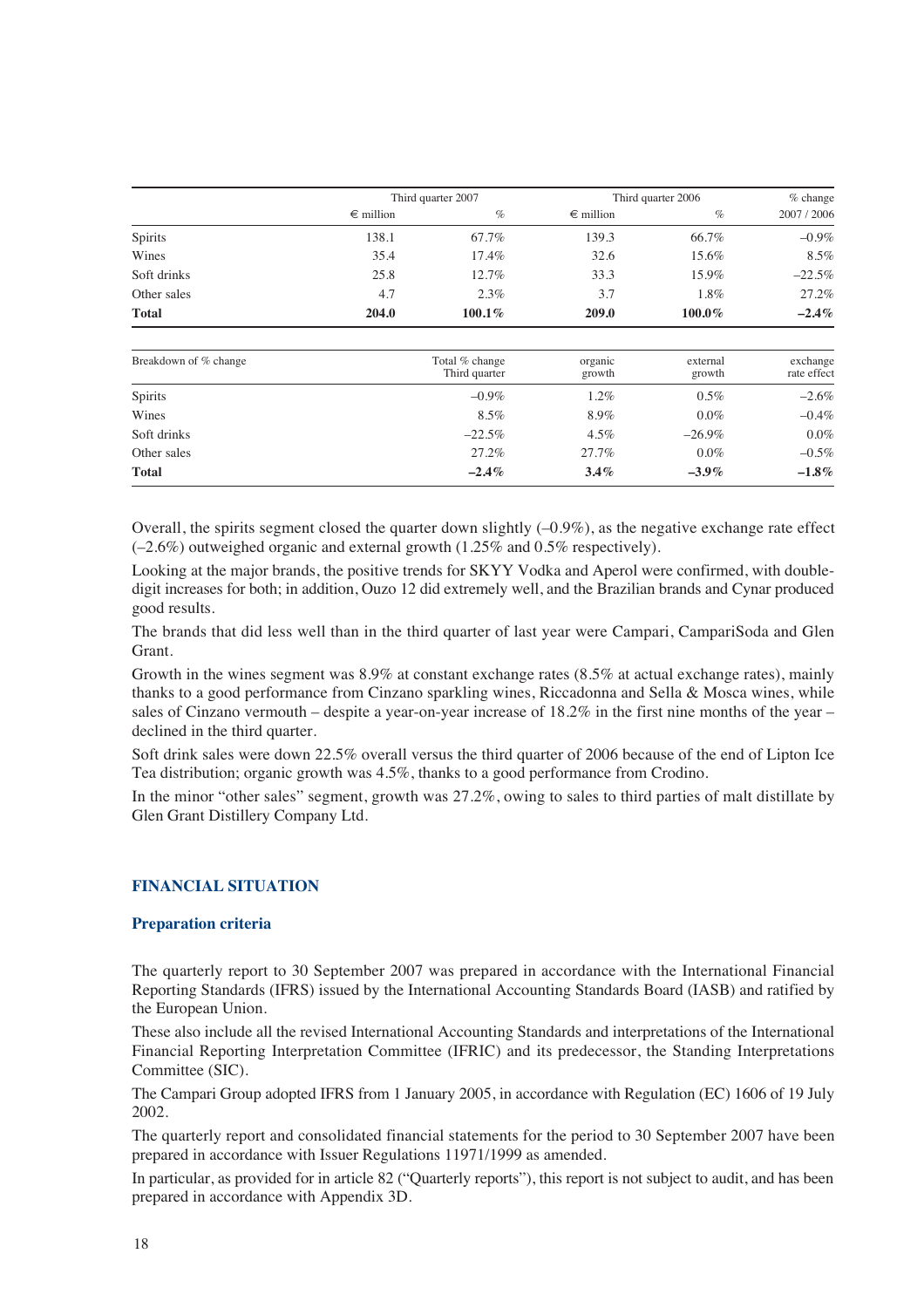| | Third quarter 2007 | | Third quarter 2006 | | % change |
|---|---|---|---|---|---|
| | € million | % | € million | % | 2007 / 2006 |
| Spirits | 138.1 | 67.7% | 139.3 | 66.7% | –0.9% |
| Wines | 35.4 | 17.4% | 32.6 | 15.6% | 8.5% |
| Soft drinks | 25.8 | 12.7% | 33.3 | 15.9% | –22.5% |
| Other sales | 4.7 | 2.3% | 3.7 | 1.8% | 27.2% |
| **Total** | **204.0** | **100.1%** | **209.0** | **100.0%** | **–2.4%** |

| Breakdown of % change | Total % change Third quarter | organic growth | external growth | exchange rate effect |
|---|---|---|---|---|
| Spirits | –0.9% | 1.2% | 0.5% | –2.6% |
| Wines | 8.5% | 8.9% | 0.0% | –0.4% |
| Soft drinks | –22.5% | 4.5% | –26.9% | 0.0% |
| Other sales | 27.2% | 27.7% | 0.0% | –0.5% |
| **Total** | **–2.4%** | **3.4%** | **–3.9%** | **–1.8%** |

Overall, the spirits segment closed the quarter down slightly (–0.9%), as the negative exchange rate effect (–2.6%) outweighed organic and external growth (1.25% and 0.5% respectively).

Looking at the major brands, the positive trends for SKYY Vodka and Aperol were confirmed, with double-digit increases for both; in addition, Ouzo 12 did extremely well, and the Brazilian brands and Cynar produced good results.

The brands that did less well than in the third quarter of last year were Campari, CampariSoda and Glen Grant.

Growth in the wines segment was 8.9% at constant exchange rates (8.5% at actual exchange rates), mainly thanks to a good performance from Cinzano sparkling wines, Riccadonna and Sella & Mosca wines, while sales of Cinzano vermouth – despite a year-on-year increase of 18.2% in the first nine months of the year – declined in the third quarter.

Soft drink sales were down 22.5% overall versus the third quarter of 2006 because of the end of Lipton Ice Tea distribution; organic growth was 4.5%, thanks to a good performance from Crodino.

In the minor "other sales" segment, growth was 27.2%, owing to sales to third parties of malt distillate by Glen Grant Distillery Company Ltd.

## FINANCIAL SITUATION

### Preparation criteria

The quarterly report to 30 September 2007 was prepared in accordance with the International Financial Reporting Standards (IFRS) issued by the International Accounting Standards Board (IASB) and ratified by the European Union.

These also include all the revised International Accounting Standards and interpretations of the International Financial Reporting Interpretation Committee (IFRIC) and its predecessor, the Standing Interpretations Committee (SIC).

The Campari Group adopted IFRS from 1 January 2005, in accordance with Regulation (EC) 1606 of 19 July 2002.

The quarterly report and consolidated financial statements for the period to 30 September 2007 have been prepared in accordance with Issuer Regulations 11971/1999 as amended.

In particular, as provided for in article 82 ("Quarterly reports"), this report is not subject to audit, and has been prepared in accordance with Appendix 3D.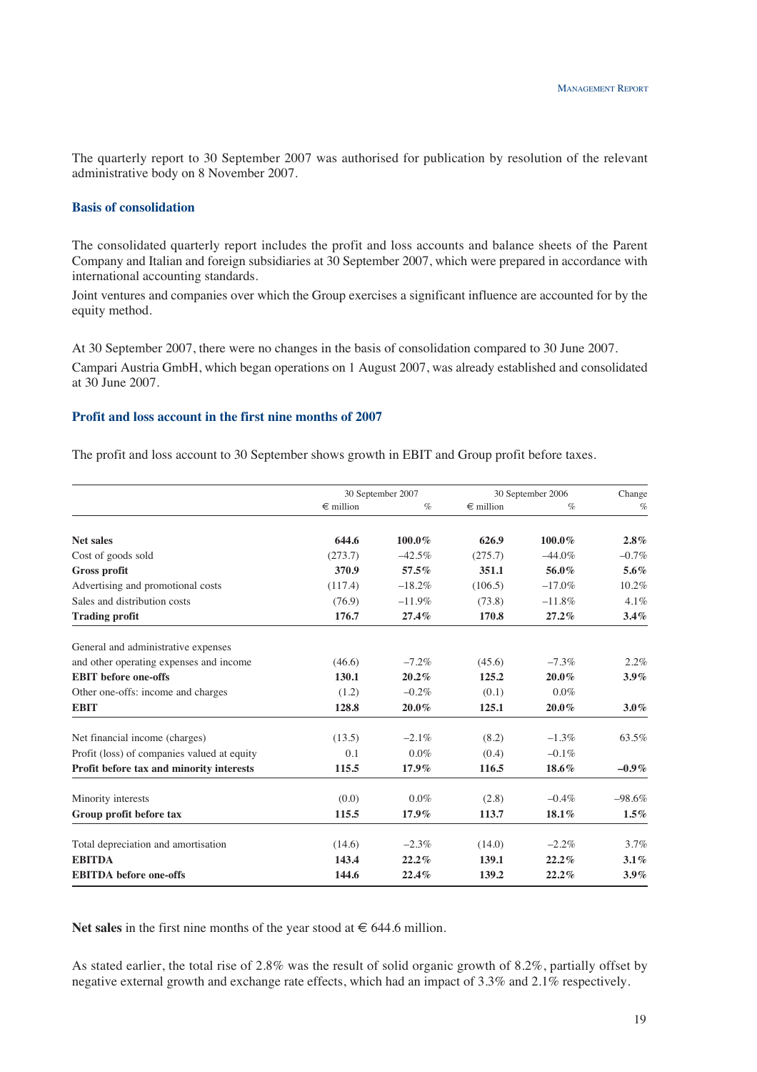The quarterly report to 30 September 2007 was authorised for publication by resolution of the relevant administrative body on 8 November 2007.

### Basis of consolidation

The consolidated quarterly report includes the profit and loss accounts and balance sheets of the Parent Company and Italian and foreign subsidiaries at 30 September 2007, which were prepared in accordance with international accounting standards.

Joint ventures and companies over which the Group exercises a significant influence are accounted for by the equity method.

At 30 September 2007, there were no changes in the basis of consolidation compared to 30 June 2007.

Campari Austria GmbH, which began operations on 1 August 2007, was already established and consolidated at 30 June 2007.

### Profit and loss account in the first nine months of 2007

The profit and loss account to 30 September shows growth in EBIT and Group profit before taxes.

| | 30 September 2007 | | 30 September 2006 | | Change |
|---|---|---|---|---|---|
| | € million | % | € million | % | % |
| **Net sales** | **644.6** | **100.0%** | **626.9** | **100.0%** | **2.8%** |
| Cost of goods sold | (273.7) | –42.5% | (275.7) | –44.0% | –0.7% |
| **Gross profit** | **370.9** | **57.5%** | **351.1** | **56.0%** | **5.6%** |
| Advertising and promotional costs | (117.4) | –18.2% | (106.5) | –17.0% | 10.2% |
| Sales and distribution costs | (76.9) | –11.9% | (73.8) | –11.8% | 4.1% |
| **Trading profit** | **176.7** | **27.4%** | **170.8** | **27.2%** | **3.4%** |
| General and administrative expenses and other operating expenses and income | (46.6) | –7.2% | (45.6) | –7.3% | 2.2% |
| **EBIT before one-offs** | **130.1** | **20.2%** | **125.2** | **20.0%** | **3.9%** |
| Other one-offs: income and charges | (1.2) | –0.2% | (0.1) | 0.0% | |
| **EBIT** | **128.8** | **20.0%** | **125.1** | **20.0%** | **3.0%** |
| Net financial income (charges) | (13.5) | –2.1% | (8.2) | –1.3% | 63.5% |
| Profit (loss) of companies valued at equity | 0.1 | 0.0% | (0.4) | –0.1% | |
| **Profit before tax and minority interests** | **115.5** | **17.9%** | **116.5** | **18.6%** | **–0.9%** |
| Minority interests | (0.0) | 0.0% | (2.8) | –0.4% | –98.6% |
| **Group profit before tax** | **115.5** | **17.9%** | **113.7** | **18.1%** | **1.5%** |
| Total depreciation and amortisation | (14.6) | –2.3% | (14.0) | –2.2% | 3.7% |
| **EBITDA** | **143.4** | **22.2%** | **139.1** | **22.2%** | **3.1%** |
| **EBITDA before one-offs** | **144.6** | **22.4%** | **139.2** | **22.2%** | **3.9%** |

**Net sales** in the first nine months of the year stood at € 644.6 million.

As stated earlier, the total rise of 2.8% was the result of solid organic growth of 8.2%, partially offset by negative external growth and exchange rate effects, which had an impact of 3.3% and 2.1% respectively.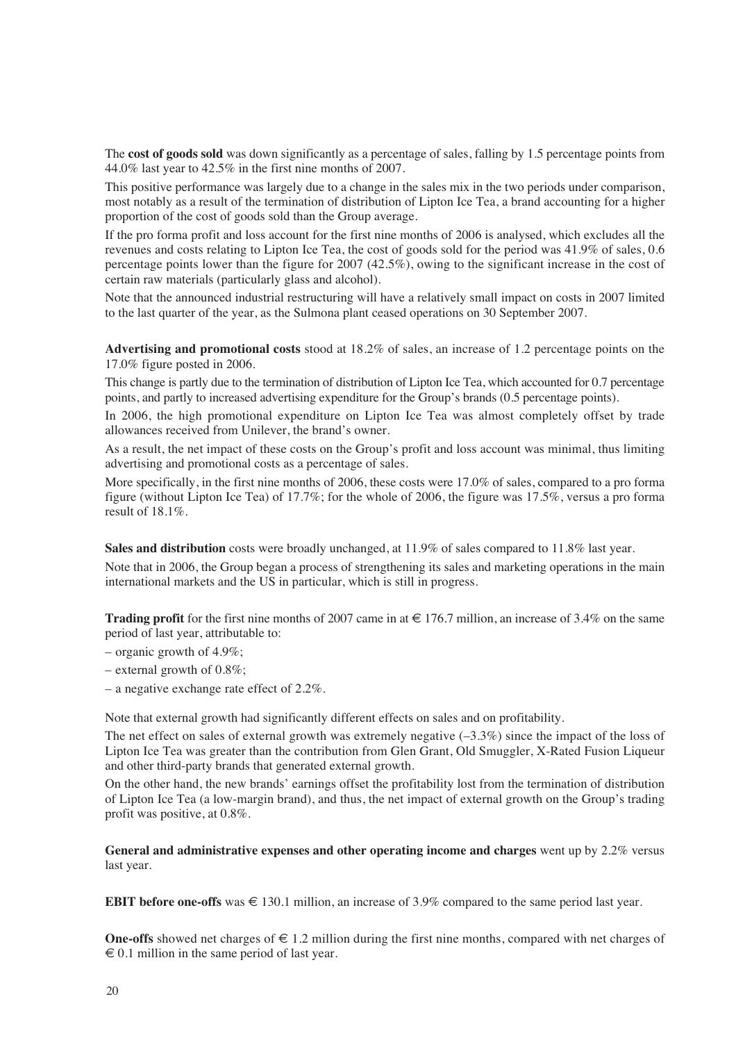The **cost of goods sold** was down significantly as a percentage of sales, falling by 1.5 percentage points from 44.0% last year to 42.5% in the first nine months of 2007.

This positive performance was largely due to a change in the sales mix in the two periods under comparison, most notably as a result of the termination of distribution of Lipton Ice Tea, a brand accounting for a higher proportion of the cost of goods sold than the Group average.

If the pro forma profit and loss account for the first nine months of 2006 is analysed, which excludes all the revenues and costs relating to Lipton Ice Tea, the cost of goods sold for the period was 41.9% of sales, 0.6 percentage points lower than the figure for 2007 (42.5%), owing to the significant increase in the cost of certain raw materials (particularly glass and alcohol).

Note that the announced industrial restructuring will have a relatively small impact on costs in 2007 limited to the last quarter of the year, as the Sulmona plant ceased operations on 30 September 2007.

**Advertising and promotional costs** stood at 18.2% of sales, an increase of 1.2 percentage points on the 17.0% figure posted in 2006.

This change is partly due to the termination of distribution of Lipton Ice Tea, which accounted for 0.7 percentage points, and partly to increased advertising expenditure for the Group's brands (0.5 percentage points).

In 2006, the high promotional expenditure on Lipton Ice Tea was almost completely offset by trade allowances received from Unilever, the brand's owner.

As a result, the net impact of these costs on the Group's profit and loss account was minimal, thus limiting advertising and promotional costs as a percentage of sales.

More specifically, in the first nine months of 2006, these costs were 17.0% of sales, compared to a pro forma figure (without Lipton Ice Tea) of 17.7%; for the whole of 2006, the figure was 17.5%, versus a pro forma result of 18.1%.

**Sales and distribution** costs were broadly unchanged, at 11.9% of sales compared to 11.8% last year.

Note that in 2006, the Group began a process of strengthening its sales and marketing operations in the main international markets and the US in particular, which is still in progress.

**Trading profit** for the first nine months of 2007 came in at € 176.7 million, an increase of 3.4% on the same period of last year, attributable to:

- organic growth of 4.9%;
- external growth of 0.8%;
- a negative exchange rate effect of 2.2%.

Note that external growth had significantly different effects on sales and on profitability.

The net effect on sales of external growth was extremely negative (–3.3%) since the impact of the loss of Lipton Ice Tea was greater than the contribution from Glen Grant, Old Smuggler, X-Rated Fusion Liqueur and other third-party brands that generated external growth.

On the other hand, the new brands' earnings offset the profitability lost from the termination of distribution of Lipton Ice Tea (a low-margin brand), and thus, the net impact of external growth on the Group's trading profit was positive, at 0.8%.

**General and administrative expenses and other operating income and charges** went up by 2.2% versus last year.

**EBIT before one-offs** was € 130.1 million, an increase of 3.9% compared to the same period last year.

**One-offs** showed net charges of € 1.2 million during the first nine months, compared with net charges of € 0.1 million in the same period of last year.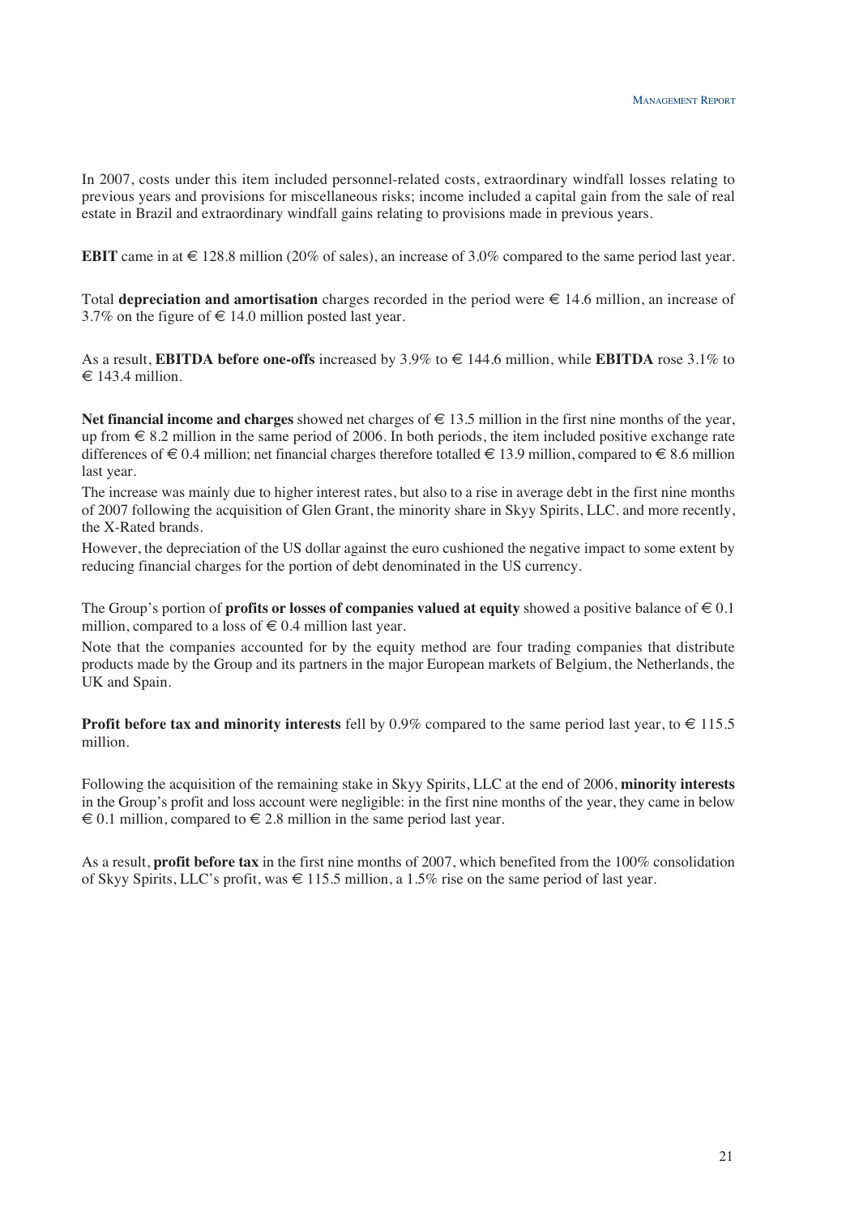In 2007, costs under this item included personnel-related costs, extraordinary windfall losses relating to previous years and provisions for miscellaneous risks; income included a capital gain from the sale of real estate in Brazil and extraordinary windfall gains relating to provisions made in previous years.

**EBIT** came in at € 128.8 million (20% of sales), an increase of 3.0% compared to the same period last year.

Total **depreciation and amortisation** charges recorded in the period were € 14.6 million, an increase of 3.7% on the figure of € 14.0 million posted last year.

As a result, **EBITDA before one-offs** increased by 3.9% to € 144.6 million, while **EBITDA** rose 3.1% to € 143.4 million.

**Net financial income and charges** showed net charges of € 13.5 million in the first nine months of the year, up from € 8.2 million in the same period of 2006. In both periods, the item included positive exchange rate differences of € 0.4 million; net financial charges therefore totalled € 13.9 million, compared to € 8.6 million last year.

The increase was mainly due to higher interest rates, but also to a rise in average debt in the first nine months of 2007 following the acquisition of Glen Grant, the minority share in Skyy Spirits, LLC. and more recently, the X-Rated brands.

However, the depreciation of the US dollar against the euro cushioned the negative impact to some extent by reducing financial charges for the portion of debt denominated in the US currency.

The Group's portion of **profits or losses of companies valued at equity** showed a positive balance of € 0.1 million, compared to a loss of € 0.4 million last year.

Note that the companies accounted for by the equity method are four trading companies that distribute products made by the Group and its partners in the major European markets of Belgium, the Netherlands, the UK and Spain.

**Profit before tax and minority interests** fell by 0.9% compared to the same period last year, to € 115.5 million.

Following the acquisition of the remaining stake in Skyy Spirits, LLC at the end of 2006, **minority interests** in the Group's profit and loss account were negligible: in the first nine months of the year, they came in below € 0.1 million, compared to € 2.8 million in the same period last year.

As a result, **profit before tax** in the first nine months of 2007, which benefited from the 100% consolidation of Skyy Spirits, LLC's profit, was € 115.5 million, a 1.5% rise on the same period of last year.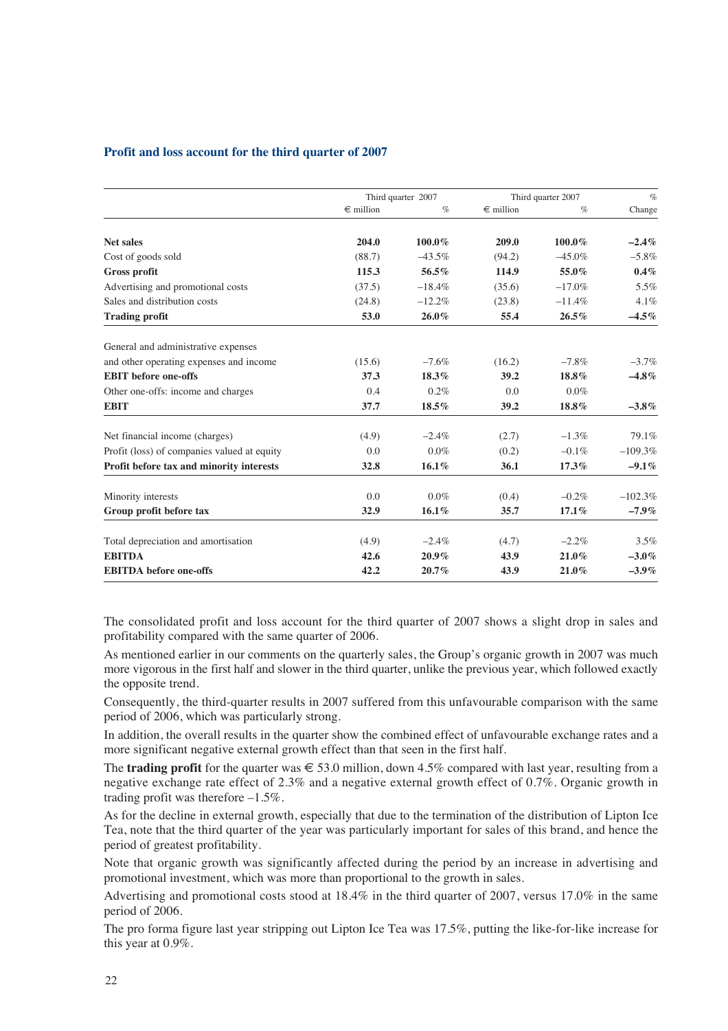## Profit and loss account for the third quarter of 2007

| | Third quarter 2007 | | Third quarter 2007 | | % |
|---|---|---|---|---|---|
| | € million | % | € million | % | Change |
| **Net sales** | **204.0** | **100.0%** | **209.0** | **100.0%** | **–2.4%** |
| Cost of goods sold | (88.7) | –43.5% | (94.2) | –45.0% | –5.8% |
| **Gross profit** | **115.3** | **56.5%** | **114.9** | **55.0%** | **0.4%** |
| Advertising and promotional costs | (37.5) | –18.4% | (35.6) | –17.0% | 5.5% |
| Sales and distribution costs | (24.8) | –12.2% | (23.8) | –11.4% | 4.1% |
| **Trading profit** | **53.0** | **26.0%** | **55.4** | **26.5%** | **–4.5%** |
| General and administrative expenses and other operating expenses and income | (15.6) | –7.6% | (16.2) | –7.8% | –3.7% |
| **EBIT before one-offs** | **37.3** | **18.3%** | **39.2** | **18.8%** | **–4.8%** |
| Other one-offs: income and charges | 0.4 | 0.2% | 0.0 | 0.0% | |
| **EBIT** | **37.7** | **18.5%** | **39.2** | **18.8%** | **–3.8%** |
| Net financial income (charges) | (4.9) | –2.4% | (2.7) | –1.3% | 79.1% |
| Profit (loss) of companies valued at equity | 0.0 | 0.0% | (0.2) | –0.1% | –109.3% |
| **Profit before tax and minority interests** | **32.8** | **16.1%** | **36.1** | **17.3%** | **–9.1%** |
| Minority interests | 0.0 | 0.0% | (0.4) | –0.2% | –102.3% |
| **Group profit before tax** | **32.9** | **16.1%** | **35.7** | **17.1%** | **–7.9%** |
| Total depreciation and amortisation | (4.9) | –2.4% | (4.7) | –2.2% | 3.5% |
| **EBITDA** | **42.6** | **20.9%** | **43.9** | **21.0%** | **–3.0%** |
| **EBITDA before one-offs** | **42.2** | **20.7%** | **43.9** | **21.0%** | **–3.9%** |

The consolidated profit and loss account for the third quarter of 2007 shows a slight drop in sales and profitability compared with the same quarter of 2006.

As mentioned earlier in our comments on the quarterly sales, the Group's organic growth in 2007 was much more vigorous in the first half and slower in the third quarter, unlike the previous year, which followed exactly the opposite trend.

Consequently, the third-quarter results in 2007 suffered from this unfavourable comparison with the same period of 2006, which was particularly strong.

In addition, the overall results in the quarter show the combined effect of unfavourable exchange rates and a more significant negative external growth effect than that seen in the first half.

The **trading profit** for the quarter was € 53.0 million, down 4.5% compared with last year, resulting from a negative exchange rate effect of 2.3% and a negative external growth effect of 0.7%. Organic growth in trading profit was therefore –1.5%.

As for the decline in external growth, especially that due to the termination of the distribution of Lipton Ice Tea, note that the third quarter of the year was particularly important for sales of this brand, and hence the period of greatest profitability.

Note that organic growth was significantly affected during the period by an increase in advertising and promotional investment, which was more than proportional to the growth in sales.

Advertising and promotional costs stood at 18.4% in the third quarter of 2007, versus 17.0% in the same period of 2006.

The pro forma figure last year stripping out Lipton Ice Tea was 17.5%, putting the like-for-like increase for this year at 0.9%.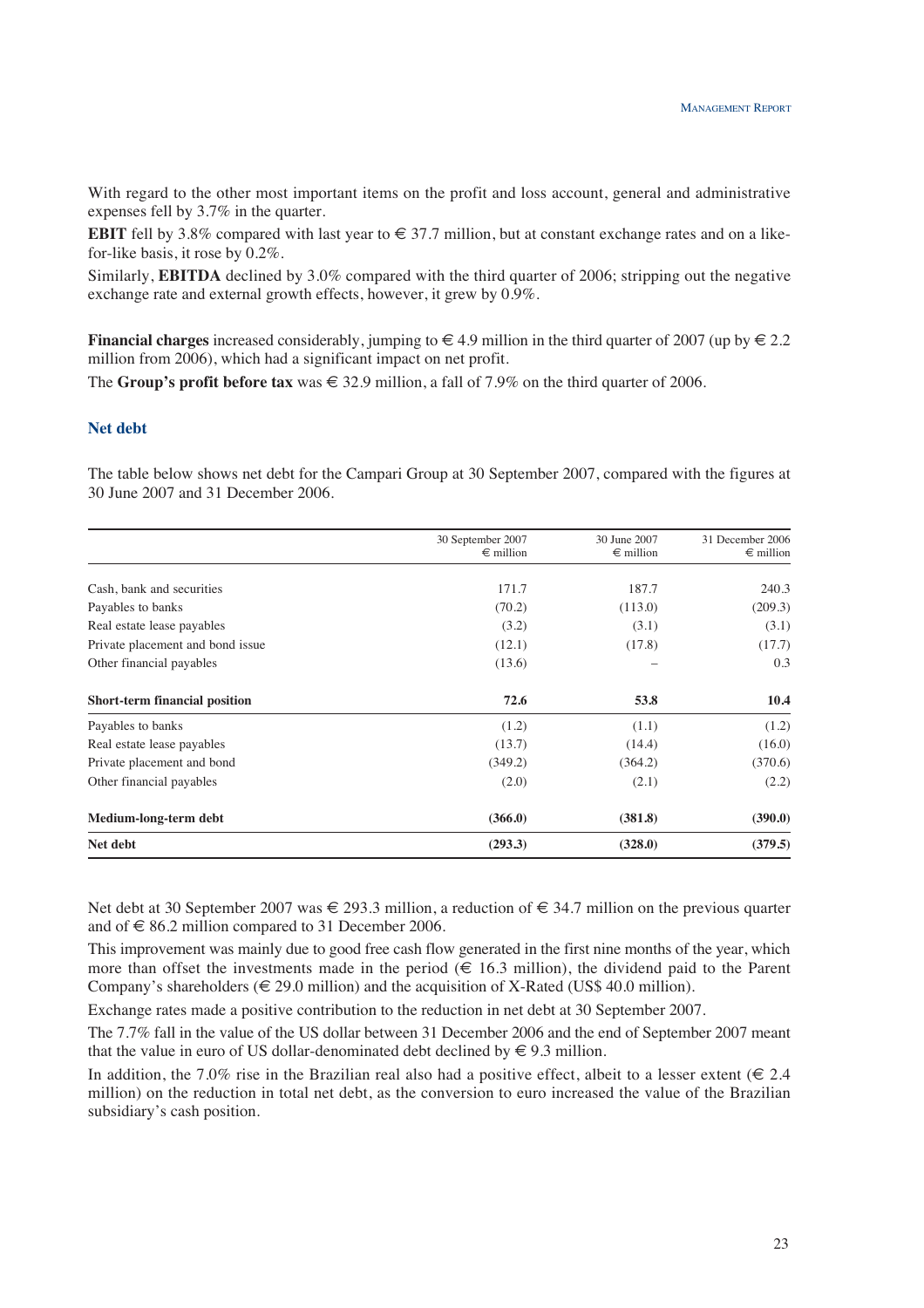With regard to the other most important items on the profit and loss account, general and administrative expenses fell by 3.7% in the quarter.

**EBIT** fell by 3.8% compared with last year to € 37.7 million, but at constant exchange rates and on a like-for-like basis, it rose by 0.2%.

Similarly, **EBITDA** declined by 3.0% compared with the third quarter of 2006; stripping out the negative exchange rate and external growth effects, however, it grew by 0.9%.

**Financial charges** increased considerably, jumping to € 4.9 million in the third quarter of 2007 (up by € 2.2 million from 2006), which had a significant impact on net profit.

The **Group's profit before tax** was € 32.9 million, a fall of 7.9% on the third quarter of 2006.

## Net debt

The table below shows net debt for the Campari Group at 30 September 2007, compared with the figures at 30 June 2007 and 31 December 2006.

| | 30 September 2007 € million | 30 June 2007 € million | 31 December 2006 € million |
|---|---|---|---|
| Cash, bank and securities | 171.7 | 187.7 | 240.3 |
| Payables to banks | (70.2) | (113.0) | (209.3) |
| Real estate lease payables | (3.2) | (3.1) | (3.1) |
| Private placement and bond issue | (12.1) | (17.8) | (17.7) |
| Other financial payables | (13.6) | – | 0.3 |
| **Short-term financial position** | **72.6** | **53.8** | **10.4** |
| Payables to banks | (1.2) | (1.1) | (1.2) |
| Real estate lease payables | (13.7) | (14.4) | (16.0) |
| Private placement and bond | (349.2) | (364.2) | (370.6) |
| Other financial payables | (2.0) | (2.1) | (2.2) |
| **Medium-long-term debt** | **(366.0)** | **(381.8)** | **(390.0)** |
| **Net debt** | **(293.3)** | **(328.0)** | **(379.5)** |

Net debt at 30 September 2007 was € 293.3 million, a reduction of € 34.7 million on the previous quarter and of € 86.2 million compared to 31 December 2006.

This improvement was mainly due to good free cash flow generated in the first nine months of the year, which more than offset the investments made in the period (€ 16.3 million), the dividend paid to the Parent Company's shareholders (€ 29.0 million) and the acquisition of X-Rated (US$ 40.0 million).

Exchange rates made a positive contribution to the reduction in net debt at 30 September 2007.

The 7.7% fall in the value of the US dollar between 31 December 2006 and the end of September 2007 meant that the value in euro of US dollar-denominated debt declined by € 9.3 million.

In addition, the 7.0% rise in the Brazilian real also had a positive effect, albeit to a lesser extent (€ 2.4 million) on the reduction in total net debt, as the conversion to euro increased the value of the Brazilian subsidiary's cash position.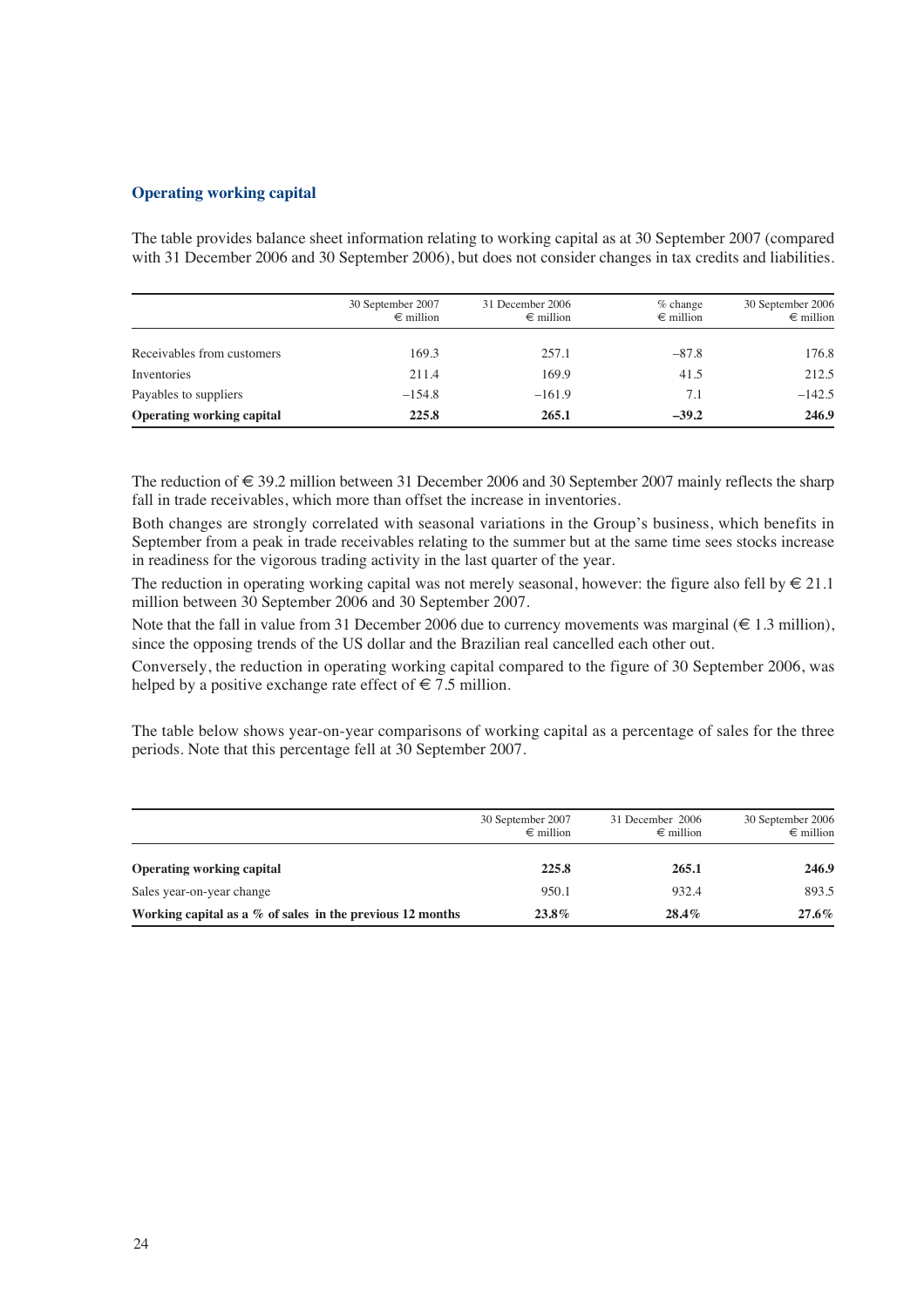### Operating working capital

The table provides balance sheet information relating to working capital as at 30 September 2007 (compared with 31 December 2006 and 30 September 2006), but does not consider changes in tax credits and liabilities.

| | 30 September 2007 € million | 31 December 2006 € million | % change € million | 30 September 2006 € million |
|---|---|---|---|---|
| Receivables from customers | 169.3 | 257.1 | –87.8 | 176.8 |
| Inventories | 211.4 | 169.9 | 41.5 | 212.5 |
| Payables to suppliers | –154.8 | –161.9 | 7.1 | –142.5 |
| **Operating working capital** | **225.8** | **265.1** | **–39.2** | **246.9** |

The reduction of € 39.2 million between 31 December 2006 and 30 September 2007 mainly reflects the sharp fall in trade receivables, which more than offset the increase in inventories.

Both changes are strongly correlated with seasonal variations in the Group's business, which benefits in September from a peak in trade receivables relating to the summer but at the same time sees stocks increase in readiness for the vigorous trading activity in the last quarter of the year.

The reduction in operating working capital was not merely seasonal, however: the figure also fell by € 21.1 million between 30 September 2006 and 30 September 2007.

Note that the fall in value from 31 December 2006 due to currency movements was marginal (€ 1.3 million), since the opposing trends of the US dollar and the Brazilian real cancelled each other out.

Conversely, the reduction in operating working capital compared to the figure of 30 September 2006, was helped by a positive exchange rate effect of € 7.5 million.

The table below shows year-on-year comparisons of working capital as a percentage of sales for the three periods. Note that this percentage fell at 30 September 2007.

| | 30 September 2007 € million | 31 December 2006 € million | 30 September 2006 € million |
|---|---|---|---|
| **Operating working capital** | **225.8** | **265.1** | **246.9** |
| Sales year-on-year change | 950.1 | 932.4 | 893.5 |
| **Working capital as a % of sales in the previous 12 months** | **23.8%** | **28.4%** | **27.6%** |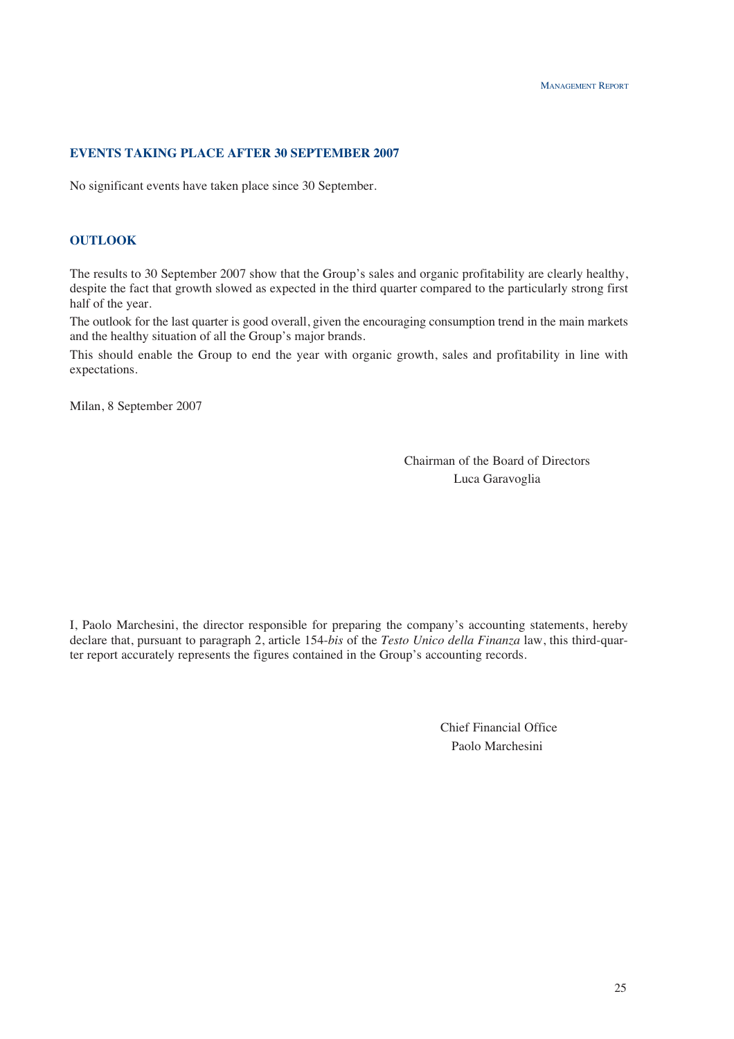## EVENTS TAKING PLACE AFTER 30 SEPTEMBER 2007

No significant events have taken place since 30 September.

## OUTLOOK

The results to 30 September 2007 show that the Group's sales and organic profitability are clearly healthy, despite the fact that growth slowed as expected in the third quarter compared to the particularly strong first half of the year.

The outlook for the last quarter is good overall, given the encouraging consumption trend in the main markets and the healthy situation of all the Group's major brands.

This should enable the Group to end the year with organic growth, sales and profitability in line with expectations.

Milan, 8 September 2007

Chairman of the Board of Directors
Luca Garavoglia

I, Paolo Marchesini, the director responsible for preparing the company's accounting statements, hereby declare that, pursuant to paragraph 2, article 154-*bis* of the *Testo Unico della Finanza* law, this third-quarter report accurately represents the figures contained in the Group's accounting records.

Chief Financial Office
Paolo Marchesini